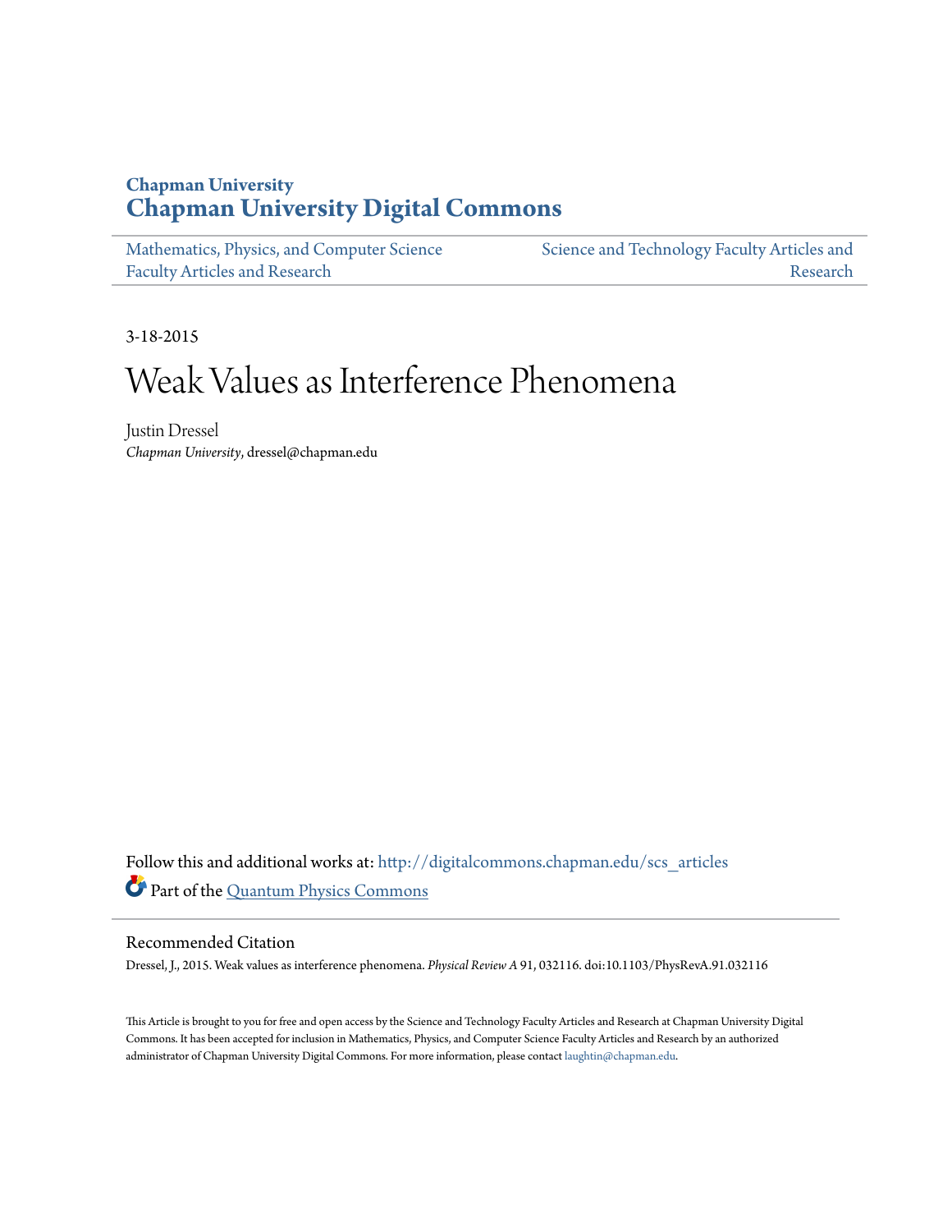Chapman University

# Chapman University Digital Commons

Mathematics, Physics, and Computer Science Faculty Articles and Research

Science and Technology Faculty Articles and Research

3-18-2015

# Weak Values as Interference Phenomena

Justin Dressel
*Chapman University*, dressel@chapman.edu

Follow this and additional works at: http://digitalcommons.chapman.edu/scs_articles

Part of the Quantum Physics Commons

## Recommended Citation

Dressel, J., 2015. Weak values as interference phenomena. *Physical Review A* 91, 032116. doi:10.1103/PhysRevA.91.032116

This Article is brought to you for free and open access by the Science and Technology Faculty Articles and Research at Chapman University Digital Commons. It has been accepted for inclusion in Mathematics, Physics, and Computer Science Faculty Articles and Research by an authorized administrator of Chapman University Digital Commons. For more information, please contact laughtin@chapman.edu.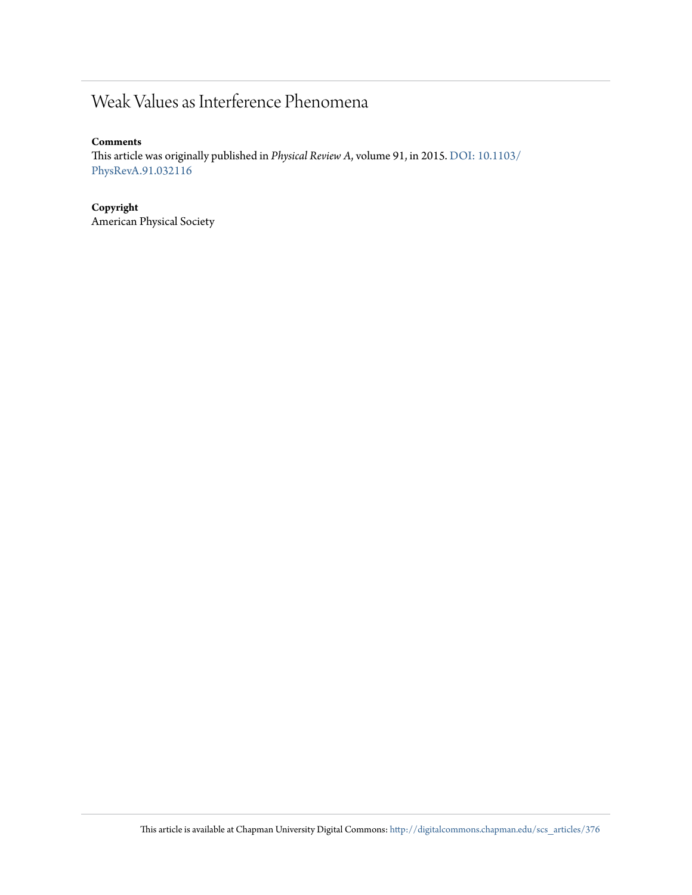# Weak Values as Interference Phenomena

**Comments**

This article was originally published in *Physical Review A*, volume 91, in 2015. DOI: 10.1103/PhysRevA.91.032116

**Copyright**

American Physical Society

This article is available at Chapman University Digital Commons: http://digitalcommons.chapman.edu/scs_articles/376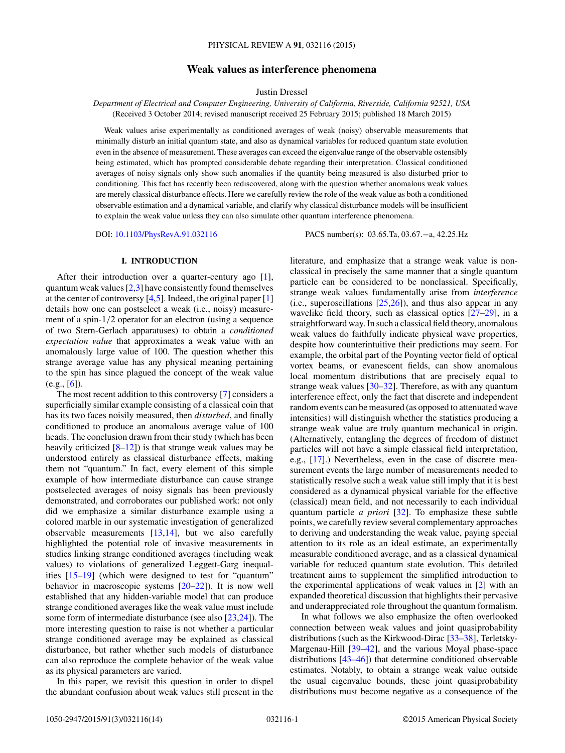# Weak values as interference phenomena

Justin Dressel

*Department of Electrical and Computer Engineering, University of California, Riverside, California 92521, USA*
(Received 3 October 2014; revised manuscript received 25 February 2015; published 18 March 2015)

Weak values arise experimentally as conditioned averages of weak (noisy) observable measurements that minimally disturb an initial quantum state, and also as dynamical variables for reduced quantum state evolution even in the absence of measurement. These averages can exceed the eigenvalue range of the observable ostensibly being estimated, which has prompted considerable debate regarding their interpretation. Classical conditioned averages of noisy signals only show such anomalies if the quantity being measured is also disturbed prior to conditioning. This fact has recently been rediscovered, along with the question whether anomalous weak values are merely classical disturbance effects. Here we carefully review the role of the weak value as both a conditioned observable estimation and a dynamical variable, and clarify why classical disturbance models will be insufficient to explain the weak value unless they can also simulate other quantum interference phenomena.

DOI: 10.1103/PhysRevA.91.032116 PACS number(s): 03.65.Ta, 03.67.−a, 42.25.Hz

## I. INTRODUCTION

After their introduction over a quarter-century ago [1], quantum weak values [2,3] have consistently found themselves at the center of controversy [4,5]. Indeed, the original paper [1] details how one can postselect a weak (i.e., noisy) measurement of a spin-1/2 operator for an electron (using a sequence of two Stern-Gerlach apparatuses) to obtain a *conditioned expectation value* that approximates a weak value with an anomalously large value of 100. The question whether this strange average value has any physical meaning pertaining to the spin has since plagued the concept of the weak value (e.g., [6]).

The most recent addition to this controversy [7] considers a superficially similar example consisting of a classical coin that has its two faces noisily measured, then *disturbed*, and finally conditioned to produce an anomalous average value of 100 heads. The conclusion drawn from their study (which has been heavily criticized [8–12]) is that strange weak values may be understood entirely as classical disturbance effects, making them not "quantum." In fact, every element of this simple example of how intermediate disturbance can cause strange postselected averages of noisy signals has been previously demonstrated, and corroborates our published work: not only did we emphasize a similar disturbance example using a colored marble in our systematic investigation of generalized observable measurements [13,14], but we also carefully highlighted the potential role of invasive measurements in studies linking strange conditioned averages (including weak values) to violations of generalized Leggett-Garg inequalities [15–19] (which were designed to test for "quantum" behavior in macroscopic systems [20–22]). It is now well established that any hidden-variable model that can produce strange conditioned averages like the weak value must include some form of intermediate disturbance (see also [23,24]). The more interesting question to raise is not whether a particular strange conditioned average may be explained as classical disturbance, but rather whether such models of disturbance can also reproduce the complete behavior of the weak value as its physical parameters are varied.

In this paper, we revisit this question in order to dispel the abundant confusion about weak values still present in the literature, and emphasize that a strange weak value is nonclassical in precisely the same manner that a single quantum particle can be considered to be nonclassical. Specifically, strange weak values fundamentally arise from *interference* (i.e., superoscillations [25,26]), and thus also appear in any wavelike field theory, such as classical optics [27–29], in a straightforward way. In such a classical field theory, anomalous weak values do faithfully indicate physical wave properties, despite how counterintuitive their predictions may seem. For example, the orbital part of the Poynting vector field of optical vortex beams, or evanescent fields, can show anomalous local momentum distributions that are precisely equal to strange weak values [30–32]. Therefore, as with any quantum interference effect, only the fact that discrete and independent random events can be measured (as opposed to attenuated wave intensities) will distinguish whether the statistics producing a strange weak value are truly quantum mechanical in origin. (Alternatively, entangling the degrees of freedom of distinct particles will not have a simple classical field interpretation, e.g., [17].) Nevertheless, even in the case of discrete measurement events the large number of measurements needed to statistically resolve such a weak value still imply that it is best considered as a dynamical physical variable for the effective (classical) mean field, and not necessarily to each individual quantum particle *a priori* [32]. To emphasize these subtle points, we carefully review several complementary approaches to deriving and understanding the weak value, paying special attention to its role as an ideal estimate, an experimentally measurable conditioned average, and as a classical dynamical variable for reduced quantum state evolution. This detailed treatment aims to supplement the simplified introduction to the experimental applications of weak values in [2] with an expanded theoretical discussion that highlights their pervasive and underappreciated role throughout the quantum formalism.

In what follows we also emphasize the often overlooked connection between weak values and joint quasiprobability distributions (such as the Kirkwood-Dirac [33–38], Terletsky-Margenau-Hill [39–42], and the various Moyal phase-space distributions [43–46]) that determine conditioned observable estimates. Notably, to obtain a strange weak value outside the usual eigenvalue bounds, these joint quasiprobability distributions must become negative as a consequence of the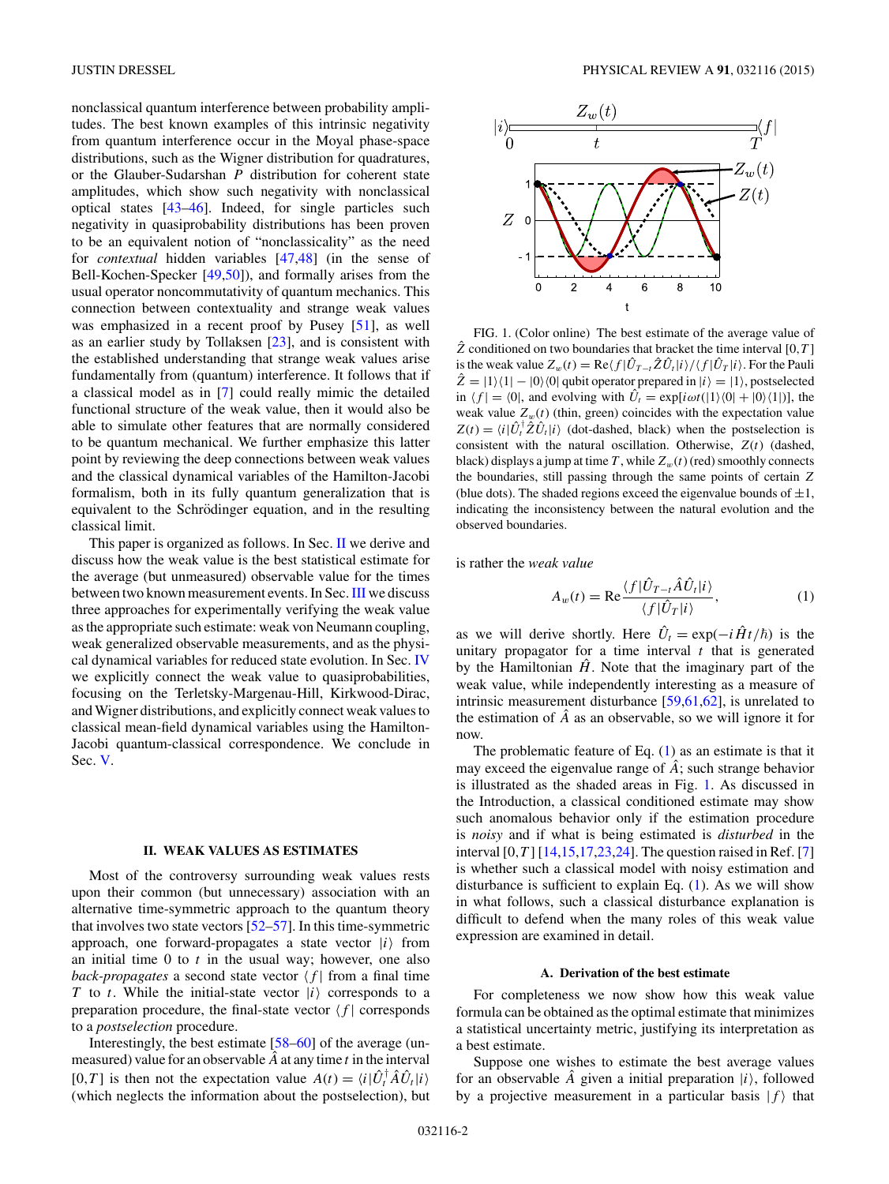nonclassical quantum interference between probability amplitudes. The best known examples of this intrinsic negativity from quantum interference occur in the Moyal phase-space distributions, such as the Wigner distribution for quadratures, or the Glauber-Sudarshan $P$ distribution for coherent state amplitudes, which show such negativity with nonclassical optical states [43–46]. Indeed, for single particles such negativity in quasiprobability distributions has been proven to be an equivalent notion of "nonclassicality" as the need for *contextual* hidden variables [47,48] (in the sense of Bell-Kochen-Specker [49,50]), and formally arises from the usual operator noncommutativity of quantum mechanics. This connection between contextuality and strange weak values was emphasized in a recent proof by Pusey [51], as well as an earlier study by Tollaksen [23], and is consistent with the established understanding that strange weak values arise fundamentally from (quantum) interference. It follows that if a classical model as in [7] could really mimic the detailed functional structure of the weak value, then it would also be able to simulate other features that are normally considered to be quantum mechanical. We further emphasize this latter point by reviewing the deep connections between weak values and the classical dynamical variables of the Hamilton-Jacobi formalism, both in its fully quantum generalization that is equivalent to the Schrödinger equation, and in the resulting classical limit.

This paper is organized as follows. In Sec. II we derive and discuss how the weak value is the best statistical estimate for the average (but unmeasured) observable value for the times between two known measurement events. In Sec. III we discuss three approaches for experimentally verifying the weak value as the appropriate such estimate: weak von Neumann coupling, weak generalized observable measurements, and as the physical dynamical variables for reduced state evolution. In Sec. IV we explicitly connect the weak value to quasiprobabilities, focusing on the Terletsky-Margenau-Hill, Kirkwood-Dirac, and Wigner distributions, and explicitly connect weak values to classical mean-field dynamical variables using the Hamilton-Jacobi quantum-classical correspondence. We conclude in Sec. V.

## II. WEAK VALUES AS ESTIMATES

Most of the controversy surrounding weak values rests upon their common (but unnecessary) association with an alternative time-symmetric approach to the quantum theory that involves two state vectors [52–57]. In this time-symmetric approach, one forward-propagates a state vector $|i\rangle$ from an initial time 0 to $t$ in the usual way; however, one also *back-propagates* a second state vector $\langle f|$ from a final time $T$ to $t$. While the initial-state vector $|i\rangle$ corresponds to a preparation procedure, the final-state vector $\langle f|$ corresponds to a *postselection* procedure.

Interestingly, the best estimate [58–60] of the average (unmeasured) value for an observable $\hat{A}$ at any time $t$ in the interval $[0,T]$ is then not the expectation value $A(t) = \langle i|\hat{U}_t^\dagger \hat{A}\hat{U}_t|i\rangle$ (which neglects the information about the postselection), but is rather the *weak value*

$$A_w(t) = \mathrm{Re}\frac{\langle f|\hat{U}_{T-t}\hat{A}\hat{U}_t|i\rangle}{\langle f|\hat{U}_T|i\rangle}, \tag{1}$$

as we will derive shortly. Here $\hat{U}_t = \exp(-i\hat{H}t/\hbar)$ is the unitary propagator for a time interval $t$ that is generated by the Hamiltonian $\hat{H}$. Note that the imaginary part of the weak value, while independently interesting as a measure of intrinsic measurement disturbance [59,61,62], is unrelated to the estimation of $\hat{A}$ as an observable, so we will ignore it for now.

FIG. 1. (Color online) The best estimate of the average value of $\hat{Z}$ conditioned on two boundaries that bracket the time interval $[0,T]$ is the weak value $Z_w(t) = \mathrm{Re}\langle f|\hat{U}_{T-t}\hat{Z}\hat{U}_t|i\rangle/\langle f|\hat{U}_T|i\rangle$. For the Pauli $\hat{Z} = |1\rangle\langle 1| - |0\rangle\langle 0|$ qubit operator prepared in $|i\rangle = |1\rangle$, postselected in $\langle f| = \langle 0|$, and evolving with $\hat{U}_t = \exp[i\omega t(|1\rangle\langle 0| + |0\rangle\langle 1|)]$, the weak value $Z_w(t)$ (thin, green) coincides with the expectation value $Z(t) = \langle i|\hat{U}_t^\dagger \hat{Z}\hat{U}_t|i\rangle$ (dot-dashed, black) when the postselection is consistent with the natural oscillation. Otherwise, $Z(t)$ (dashed, black) displays a jump at time $T$, while $Z_w(t)$ (red) smoothly connects the boundaries, still passing through the same points of certain $Z$ (blue dots). The shaded regions exceed the eigenvalue bounds of $\pm 1$, indicating the inconsistency between the natural evolution and the observed boundaries.

The problematic feature of Eq. (1) as an estimate is that it may exceed the eigenvalue range of $\hat{A}$; such strange behavior is illustrated as the shaded areas in Fig. 1. As discussed in the Introduction, a classical conditioned estimate may show such anomalous behavior only if the estimation procedure is *noisy* and if what is being estimated is *disturbed* in the interval $[0,T]$ [14,15,17,23,24]. The question raised in Ref. [7] is whether such a classical model with noisy estimation and disturbance is sufficient to explain Eq. (1). As we will show in what follows, such a classical disturbance explanation is difficult to defend when the many roles of this weak value expression are examined in detail.

### A. Derivation of the best estimate

For completeness we now show how this weak value formula can be obtained as the optimal estimate that minimizes a statistical uncertainty metric, justifying its interpretation as a best estimate.

Suppose one wishes to estimate the best average values for an observable $\hat{A}$ given a initial preparation $|i\rangle$, followed by a projective measurement in a particular basis $|f\rangle$ that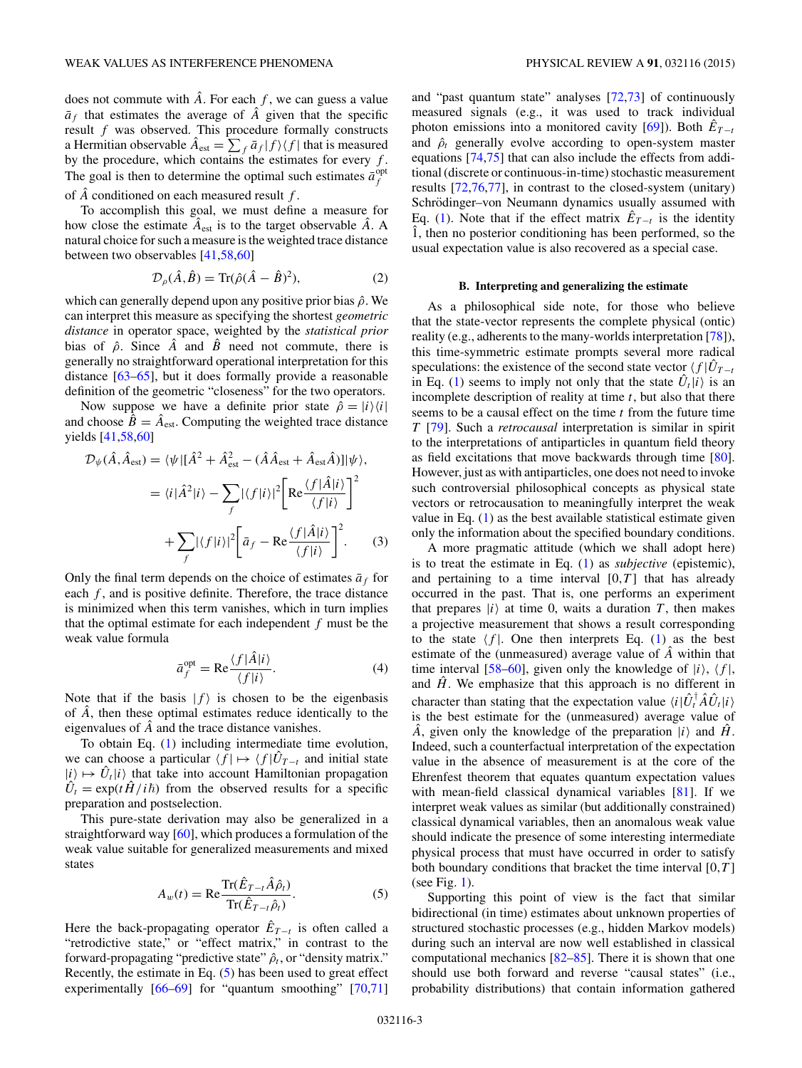does not commute with $\hat{A}$. For each $f$, we can guess a value $\bar{a}_f$ that estimates the average of $\hat{A}$ given that the specific result $f$ was observed. This procedure formally constructs a Hermitian observable $\hat{A}_{\text{est}} = \sum_f \bar{a}_f |f\rangle\langle f|$ that is measured by the procedure, which contains the estimates for every $f$. The goal is then to determine the optimal such estimates $\bar{a}_f^{\text{opt}}$ of $\hat{A}$ conditioned on each measured result $f$.

To accomplish this goal, we must define a measure for how close the estimate $\hat{A}_{\text{est}}$ is to the target observable $\hat{A}$. A natural choice for such a measure is the weighted trace distance between two observables [41,58,60]

$$\mathcal{D}_\rho(\hat{A},\hat{B}) = \text{Tr}(\hat{\rho}(\hat{A}-\hat{B})^2), \tag{2}$$

which can generally depend upon any positive prior bias $\hat{\rho}$. We can interpret this measure as specifying the shortest *geometric distance* in operator space, weighted by the *statistical prior* bias of $\hat{\rho}$. Since $\hat{A}$ and $\hat{B}$ need not commute, there is generally no straightforward operational interpretation for this distance [63–65], but it does formally provide a reasonable definition of the geometric "closeness" for the two operators.

Now suppose we have a definite prior state $\hat{\rho} = |i\rangle\langle i|$ and choose $\hat{B} = \hat{A}_{\text{est}}$. Computing the weighted trace distance yields [41,58,60]

$$\begin{aligned}
\mathcal{D}_\psi(\hat{A},\hat{A}_{\text{est}}) &= \langle\psi|[\hat{A}^2 + \hat{A}_{\text{est}}^2 - (\hat{A}\hat{A}_{\text{est}} + \hat{A}_{\text{est}}\hat{A})]|\psi\rangle, \\
&= \langle i|\hat{A}^2|i\rangle - \sum_f |\langle f|i\rangle|^2\left[\text{Re}\frac{\langle f|\hat{A}|i\rangle}{\langle f|i\rangle}\right]^2 \\
&\quad + \sum_f |\langle f|i\rangle|^2\left[\bar{a}_f - \text{Re}\frac{\langle f|\hat{A}|i\rangle}{\langle f|i\rangle}\right]^2.
\end{aligned} \tag{3}$$

Only the final term depends on the choice of estimates $\bar{a}_f$ for each $f$, and is positive definite. Therefore, the trace distance is minimized when this term vanishes, which in turn implies that the optimal estimate for each independent $f$ must be the weak value formula

$$\bar{a}_f^{\text{opt}} = \text{Re}\frac{\langle f|\hat{A}|i\rangle}{\langle f|i\rangle}. \tag{4}$$

Note that if the basis $|f\rangle$ is chosen to be the eigenbasis of $\hat{A}$, then these optimal estimates reduce identically to the eigenvalues of $\hat{A}$ and the trace distance vanishes.

To obtain Eq. (1) including intermediate time evolution, we can choose a particular $\langle f| \mapsto \langle f|\hat{U}_{T-t}$ and initial state $|i\rangle \mapsto \hat{U}_t|i\rangle$ that take into account Hamiltonian propagation $\hat{U}_t = \exp(t\hat{H}/i\hbar)$ from the observed results for a specific preparation and postselection.

This pure-state derivation may also be generalized in a straightforward way [60], which produces a formulation of the weak value suitable for generalized measurements and mixed states

$$A_w(t) = \text{Re}\frac{\text{Tr}(\hat{E}_{T-t}\hat{A}\hat{\rho}_t)}{\text{Tr}(\hat{E}_{T-t}\hat{\rho}_t)}. \tag{5}$$

Here the back-propagating operator $\hat{E}_{T-t}$ is often called a "retrodictive state," or "effect matrix," in contrast to the forward-propagating "predictive state" $\hat{\rho}_t$, or "density matrix." Recently, the estimate in Eq. (5) has been used to great effect experimentally [66–69] for "quantum smoothing" [70,71] and "past quantum state" analyses [72,73] of continuously measured signals (e.g., it was used to track individual photon emissions into a monitored cavity [69]). Both $\hat{E}_{T-t}$ and $\hat{\rho}_t$ generally evolve according to open-system master equations [74,75] that can also include the effects from additional (discrete or continuous-in-time) stochastic measurement results [72,76,77], in contrast to the closed-system (unitary) Schrödinger–von Neumann dynamics usually assumed with Eq. (1). Note that if the effect matrix $\hat{E}_{T-t}$ is the identity $\hat{1}$, then no posterior conditioning has been performed, so the usual expectation value is also recovered as a special case.

### B. Interpreting and generalizing the estimate

As a philosophical side note, for those who believe that the state-vector represents the complete physical (ontic) reality (e.g., adherents to the many-worlds interpretation [78]), this time-symmetric estimate prompts several more radical speculations: the existence of the second state vector $\langle f|\hat{U}_{T-t}$ in Eq. (1) seems to imply not only that the state $\hat{U}_t|i\rangle$ is an incomplete description of reality at time $t$, but also that there seems to be a causal effect on the time $t$ from the future time $T$ [79]. Such a *retrocausal* interpretation is similar in spirit to the interpretations of antiparticles in quantum field theory as field excitations that move backwards through time [80]. However, just as with antiparticles, one does not need to invoke such controversial philosophical concepts as physical state vectors or retrocausation to meaningfully interpret the weak value in Eq. (1) as the best available statistical estimate given only the information about the specified boundary conditions.

A more pragmatic attitude (which we shall adopt here) is to treat the estimate in Eq. (1) as *subjective* (epistemic), and pertaining to a time interval $[0,T]$ that has already occurred in the past. That is, one performs an experiment that prepares $|i\rangle$ at time 0, waits a duration $T$, then makes a projective measurement that shows a result corresponding to the state $\langle f|$. One then interprets Eq. (1) as the best estimate of the (unmeasured) average value of $\hat{A}$ within that time interval [58–60], given only the knowledge of $|i\rangle$, $\langle f|$, and $\hat{H}$. We emphasize that this approach is no different in character than stating that the expectation value $\langle i|\hat{U}_t^\dagger\hat{A}\hat{U}_t|i\rangle$ is the best estimate for the (unmeasured) average value of $\hat{A}$, given only the knowledge of the preparation $|i\rangle$ and $\hat{H}$. Indeed, such a counterfactual interpretation of the expectation value in the absence of measurement is at the core of the Ehrenfest theorem that equates quantum expectation values with mean-field classical dynamical variables [81]. If we interpret weak values as similar (but additionally constrained) classical dynamical variables, then an anomalous weak value should indicate the presence of some interesting intermediate physical process that must have occurred in order to satisfy both boundary conditions that bracket the time interval $[0,T]$ (see Fig. 1).

Supporting this point of view is the fact that similar bidirectional (in time) estimates about unknown properties of structured stochastic processes (e.g., hidden Markov models) during such an interval are now well established in classical computational mechanics [82–85]. There it is shown that one should use both forward and reverse "causal states" (i.e., probability distributions) that contain information gathered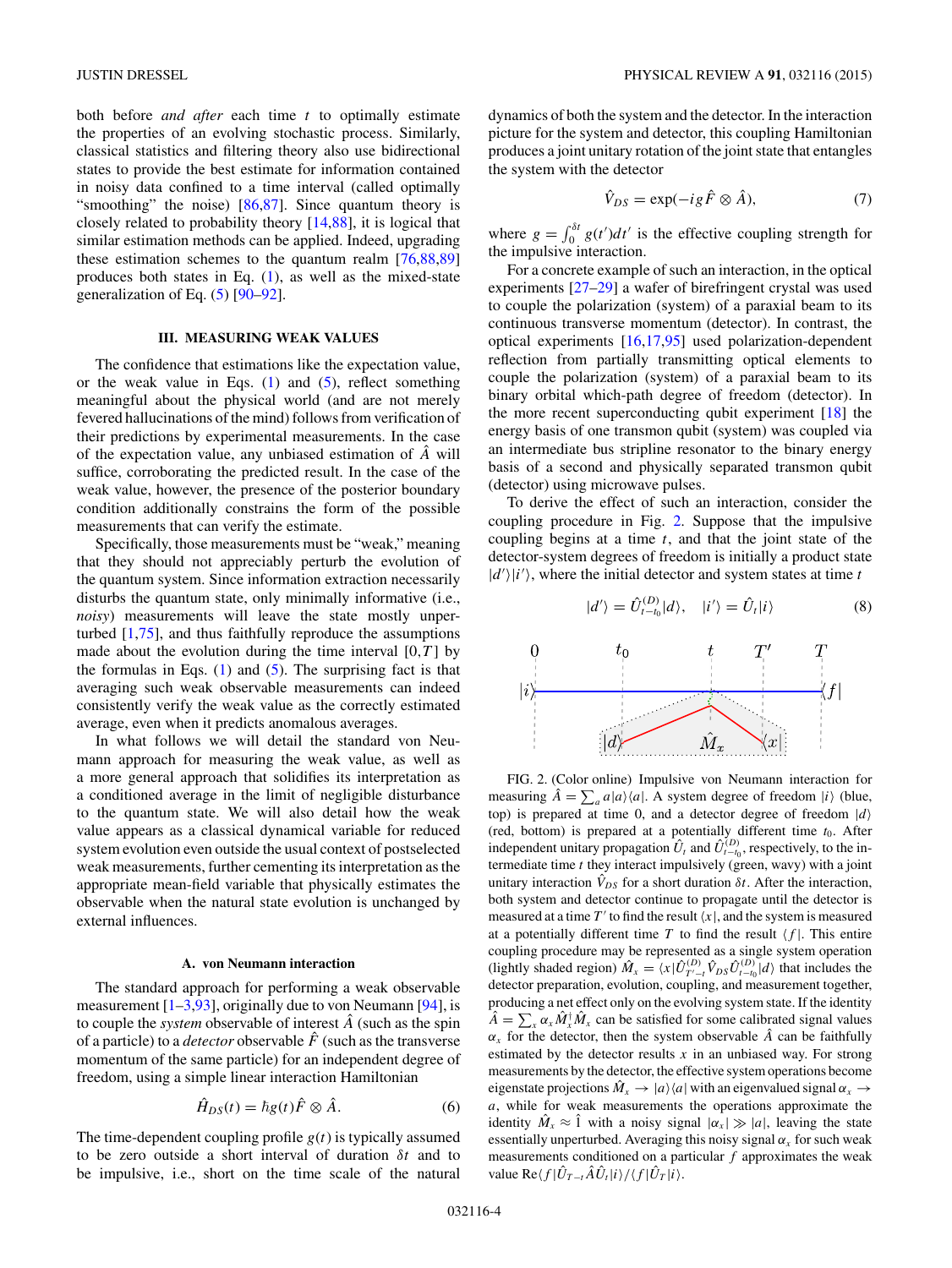both before *and after* each time $t$ to optimally estimate the properties of an evolving stochastic process. Similarly, classical statistics and filtering theory also use bidirectional states to provide the best estimate for information contained in noisy data confined to a time interval (called optimally "smoothing" the noise) [86,87]. Since quantum theory is closely related to probability theory [14,88], it is logical that similar estimation methods can be applied. Indeed, upgrading these estimation schemes to the quantum realm [76,88,89] produces both states in Eq. (1), as well as the mixed-state generalization of Eq. (5) [90–92].

## III. MEASURING WEAK VALUES

The confidence that estimations like the expectation value, or the weak value in Eqs. (1) and (5), reflect something meaningful about the physical world (and are not merely fevered hallucinations of the mind) follows from verification of their predictions by experimental measurements. In the case of the expectation value, any unbiased estimation of $\hat{A}$ will suffice, corroborating the predicted result. In the case of the weak value, however, the presence of the posterior boundary condition additionally constrains the form of the possible measurements that can verify the estimate.

Specifically, those measurements must be "weak," meaning that they should not appreciably perturb the evolution of the quantum system. Since information extraction necessarily disturbs the quantum state, only minimally informative (i.e., *noisy*) measurements will leave the state mostly unperturbed [1,75], and thus faithfully reproduce the assumptions made about the evolution during the time interval $[0,T]$ by the formulas in Eqs. (1) and (5). The surprising fact is that averaging such weak observable measurements can indeed consistently verify the weak value as the correctly estimated average, even when it predicts anomalous averages.

In what follows we will detail the standard von Neumann approach for measuring the weak value, as well as a more general approach that solidifies its interpretation as a conditioned average in the limit of negligible disturbance to the quantum state. We will also detail how the weak value appears as a classical dynamical variable for reduced system evolution even outside the usual context of postselected weak measurements, further cementing its interpretation as the appropriate mean-field variable that physically estimates the observable when the natural state evolution is unchanged by external influences.

### A. von Neumann interaction

The standard approach for performing a weak observable measurement [1–3,93], originally due to von Neumann [94], is to couple the *system* observable of interest $\hat{A}$ (such as the spin of a particle) to a *detector* observable $\hat{F}$ (such as the transverse momentum of the same particle) for an independent degree of freedom, using a simple linear interaction Hamiltonian

$$\hat{H}_{DS}(t) = \hbar g(t)\hat{F} \otimes \hat{A}. \tag{6}$$

The time-dependent coupling profile $g(t)$ is typically assumed to be zero outside a short interval of duration $\delta t$ and to be impulsive, i.e., short on the time scale of the natural dynamics of both the system and the detector. In the interaction picture for the system and detector, this coupling Hamiltonian produces a joint unitary rotation of the joint state that entangles the system with the detector

$$\hat{V}_{DS} = \exp(-ig\hat{F} \otimes \hat{A}), \tag{7}$$

where $g = \int_0^{\delta t} g(t')dt'$ is the effective coupling strength for the impulsive interaction.

For a concrete example of such an interaction, in the optical experiments [27–29] a wafer of birefringent crystal was used to couple the polarization (system) of a paraxial beam to its continuous transverse momentum (detector). In contrast, the optical experiments [16,17,95] used polarization-dependent reflection from partially transmitting optical elements to couple the polarization (system) of a paraxial beam to its binary orbital which-path degree of freedom (detector). In the more recent superconducting qubit experiment [18] the energy basis of one transmon qubit (system) was coupled via an intermediate bus stripline resonator to the binary energy basis of a second and physically separated transmon qubit (detector) using microwave pulses.

To derive the effect of such an interaction, consider the coupling procedure in Fig. 2. Suppose that the impulsive coupling begins at a time $t$, and that the joint state of the detector-system degrees of freedom is initially a product state $|d'\rangle|i'\rangle$, where the initial detector and system states at time $t$

$$|d'\rangle = \hat{U}^{(D)}_{t-t_0}|d\rangle, \quad |i'\rangle = \hat{U}_t|i\rangle \tag{8}$$

FIG. 2. (Color online) Impulsive von Neumann interaction for measuring $\hat{A} = \sum_a a|a\rangle\langle a|$. A system degree of freedom $|i\rangle$ (blue, top) is prepared at time 0, and a detector degree of freedom $|d\rangle$ (red, bottom) is prepared at a potentially different time $t_0$. After independent unitary propagation $\hat{U}_t$ and $\hat{U}^{(D)}_{t-t_0}$, respectively, to the intermediate time $t$ they interact impulsively (green, wavy) with a joint unitary interaction $\hat{V}_{DS}$ for a short duration $\delta t$. After the interaction, both system and detector continue to propagate until the detector is measured at a time $T'$ to find the result $\langle x|$, and the system is measured at a potentially different time $T$ to find the result $\langle f|$. This entire coupling procedure may be represented as a single system operation (lightly shaded region) $\hat{M}_x = \langle x|\hat{U}^{(D)}_{T'-t}\hat{V}_{DS}\hat{U}^{(D)}_{t-t_0}|d\rangle$ that includes the detector preparation, evolution, coupling, and measurement together, producing a net effect only on the evolving system state. If the identity $\hat{A} = \sum_x \alpha_x \hat{M}^\dagger_x \hat{M}_x$ can be satisfied for some calibrated signal values $\alpha_x$ for the detector, then the system observable $\hat{A}$ can be faithfully estimated by the detector results $x$ in an unbiased way. For strong measurements by the detector, the effective system operations become eigenstate projections $\hat{M}_x \to |a\rangle\langle a|$ with an eigenvalued signal $\alpha_x \to a$, while for weak measurements the operations approximate the identity $\hat{M}_x \approx \hat{1}$ with a noisy signal $|\alpha_x| \gg |a|$, leaving the state essentially unperturbed. Averaging this noisy signal $\alpha_x$ for such weak measurements conditioned on a particular $f$ approximates the weak value $\text{Re}\langle f|\hat{U}_{T-t}\hat{A}\hat{U}_t|i\rangle/\langle f|\hat{U}_T|i\rangle$.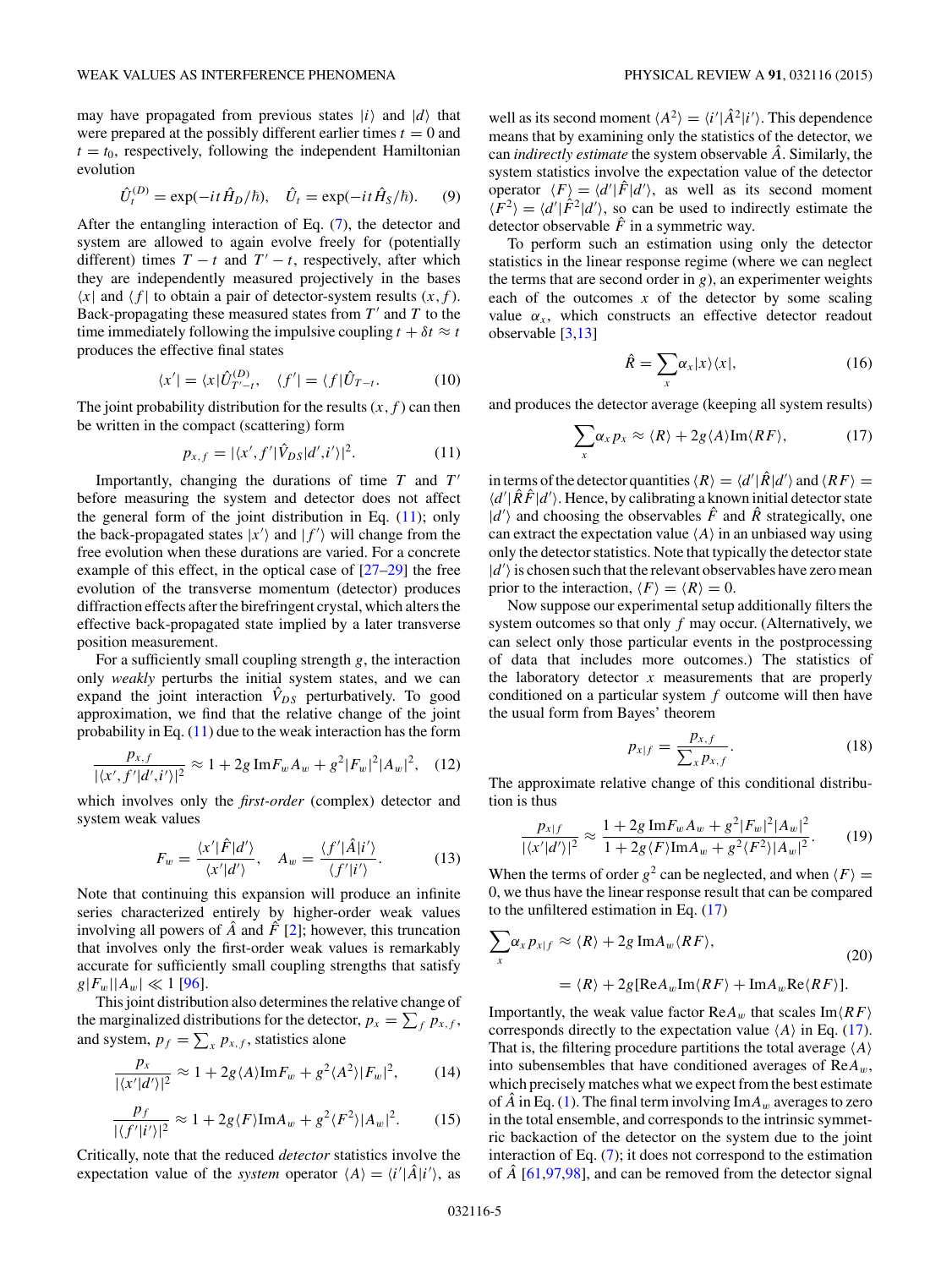may have propagated from previous states $|i\rangle$ and $|d\rangle$ that were prepared at the possibly different earlier times $t = 0$ and $t = t_0$, respectively, following the independent Hamiltonian evolution

$$\hat{U}_t^{(D)} = \exp(-it\hat{H}_D/\hbar), \quad \hat{U}_t = \exp(-it\hat{H}_S/\hbar). \tag{9}$$

After the entangling interaction of Eq. (7), the detector and system are allowed to again evolve freely for (potentially different) times $T - t$ and $T' - t$, respectively, after which they are independently measured projectively in the bases $\langle x|$ and $\langle f|$ to obtain a pair of detector-system results $(x, f)$. Back-propagating these measured states from $T'$ and $T$ to the time immediately following the impulsive coupling $t + \delta t \approx t$ produces the effective final states

$$\langle x'| = \langle x|\hat{U}_{T'-t}^{(D)}, \quad \langle f'| = \langle f|\hat{U}_{T-t}. \tag{10}$$

The joint probability distribution for the results $(x, f)$ can then be written in the compact (scattering) form

$$p_{x,f} = |\langle x', f'|\hat{V}_{DS}|d', i'\rangle|^2. \tag{11}$$

Importantly, changing the durations of time $T$ and $T'$ before measuring the system and detector does not affect the general form of the joint distribution in Eq. (11); only the back-propagated states $|x'\rangle$ and $|f'\rangle$ will change from the free evolution when these durations are varied. For a concrete example of this effect, in the optical case of [27–29] the free evolution of the transverse momentum (detector) produces diffraction effects after the birefringent crystal, which alters the effective back-propagated state implied by a later transverse position measurement.

For a sufficiently small coupling strength $g$, the interaction only *weakly* perturbs the initial system states, and we can expand the joint interaction $\hat{V}_{DS}$ perturbatively. To good approximation, we find that the relative change of the joint probability in Eq. (11) due to the weak interaction has the form

$$\frac{p_{x,f}}{|\langle x', f'|d', i'\rangle|^2} \approx 1 + 2g\,\mathrm{Im}F_w A_w + g^2|F_w|^2|A_w|^2, \tag{12}$$

which involves only the *first-order* (complex) detector and system weak values

$$F_w = \frac{\langle x'|\hat{F}|d'\rangle}{\langle x'|d'\rangle}, \quad A_w = \frac{\langle f'|\hat{A}|i'\rangle}{\langle f'|i'\rangle}. \tag{13}$$

Note that continuing this expansion will produce an infinite series characterized entirely by higher-order weak values involving all powers of $\hat{A}$ and $\hat{F}$ [2]; however, this truncation that involves only the first-order weak values is remarkably accurate for sufficiently small coupling strengths that satisfy $g|F_w||A_w| \ll 1$ [96].

This joint distribution also determines the relative change of the marginalized distributions for the detector, $p_x = \sum_f p_{x,f}$, and system, $p_f = \sum_x p_{x,f}$, statistics alone

$$\frac{p_x}{|\langle x'|d'\rangle|^2} \approx 1 + 2g\langle A\rangle\mathrm{Im}F_w + g^2\langle A^2\rangle|F_w|^2, \tag{14}$$

$$\frac{p_f}{|\langle f'|i'\rangle|^2} \approx 1 + 2g\langle F\rangle\mathrm{Im}A_w + g^2\langle F^2\rangle|A_w|^2. \tag{15}$$

Critically, note that the reduced *detector* statistics involve the expectation value of the *system* operator $\langle A\rangle = \langle i'|\hat{A}|i'\rangle$, as well as its second moment $\langle A^2\rangle = \langle i'|\hat{A}^2|i'\rangle$. This dependence means that by examining only the statistics of the detector, we can *indirectly estimate* the system observable $\hat{A}$. Similarly, the system statistics involve the expectation value of the detector operator $\langle F\rangle = \langle d'|\hat{F}|d'\rangle$, as well as its second moment $\langle F^2\rangle = \langle d'|\hat{F}^2|d'\rangle$, so can be used to indirectly estimate the detector observable $\hat{F}$ in a symmetric way.

To perform such an estimation using only the detector statistics in the linear response regime (where we can neglect the terms that are second order in $g$), an experimenter weights each of the outcomes $x$ of the detector by some scaling value $\alpha_x$, which constructs an effective detector readout observable [3,13]

$$\hat{R} = \sum_x \alpha_x |x\rangle\langle x|, \tag{16}$$

and produces the detector average (keeping all system results)

$$\sum_x \alpha_x p_x \approx \langle R\rangle + 2g\langle A\rangle\mathrm{Im}\langle RF\rangle, \tag{17}$$

in terms of the detector quantities $\langle R\rangle = \langle d'|\hat{R}|d'\rangle$ and $\langle RF\rangle = \langle d'|\hat{R}\hat{F}|d'\rangle$. Hence, by calibrating a known initial detector state $|d'\rangle$ and choosing the observables $\hat{F}$ and $\hat{R}$ strategically, one can extract the expectation value $\langle A\rangle$ in an unbiased way using only the detector statistics. Note that typically the detector state $|d'\rangle$ is chosen such that the relevant observables have zero mean prior to the interaction, $\langle F\rangle = \langle R\rangle = 0$.

Now suppose our experimental setup additionally filters the system outcomes so that only $f$ may occur. (Alternatively, we can select only those particular events in the postprocessing of data that includes more outcomes.) The statistics of the laboratory detector $x$ measurements that are properly conditioned on a particular system $f$ outcome will then have the usual form from Bayes' theorem

$$p_{x|f} = \frac{p_{x,f}}{\sum_x p_{x,f}}. \tag{18}$$

The approximate relative change of this conditional distribution is thus

$$\frac{p_{x|f}}{|\langle x'|d'\rangle|^2} \approx \frac{1 + 2g\,\mathrm{Im}F_w A_w + g^2|F_w|^2|A_w|^2}{1 + 2g\langle F\rangle\mathrm{Im}A_w + g^2\langle F^2\rangle|A_w|^2}. \tag{19}$$

When the terms of order $g^2$ can be neglected, and when $\langle F\rangle = 0$, we thus have the linear response result that can be compared to the unfiltered estimation in Eq. (17)

$$\begin{aligned}\sum_x \alpha_x p_{x|f} &\approx \langle R\rangle + 2g\,\mathrm{Im}A_w\langle RF\rangle, \\ &= \langle R\rangle + 2g[\mathrm{Re}A_w\mathrm{Im}\langle RF\rangle + \mathrm{Im}A_w\mathrm{Re}\langle RF\rangle].\end{aligned} \tag{20}$$

Importantly, the weak value factor $\mathrm{Re}A_w$ that scales $\mathrm{Im}\langle RF\rangle$ corresponds directly to the expectation value $\langle A\rangle$ in Eq. (17). That is, the filtering procedure partitions the total average $\langle A\rangle$ into subensembles that have conditioned averages of $\mathrm{Re}A_w$, which precisely matches what we expect from the best estimate of $\hat{A}$ in Eq. (1). The final term involving $\mathrm{Im}A_w$ averages to zero in the total ensemble, and corresponds to the intrinsic symmetric backaction of the detector on the system due to the joint interaction of Eq. (7); it does not correspond to the estimation of $\hat{A}$ [61,97,98], and can be removed from the detector signal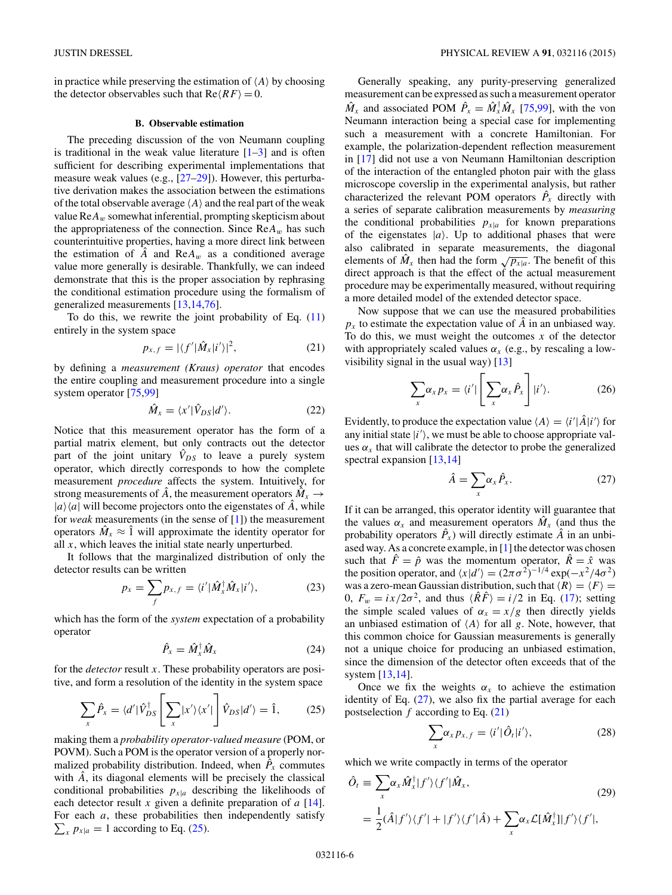in practice while preserving the estimation of $\langle A\rangle$ by choosing the detector observables such that $\mathrm{Re}\langle RF\rangle = 0$.

### B. Observable estimation

The preceding discussion of the von Neumann coupling is traditional in the weak value literature [1–3] and is often sufficient for describing experimental implementations that measure weak values (e.g., [27–29]). However, this perturbative derivation makes the association between the estimations of the total observable average $\langle A\rangle$ and the real part of the weak value $\mathrm{Re}A_w$ somewhat inferential, prompting skepticism about the appropriateness of the connection. Since $\mathrm{Re}A_w$ has such counterintuitive properties, having a more direct link between the estimation of $\hat{A}$ and $\mathrm{Re}A_w$ as a conditioned average value more generally is desirable. Thankfully, we can indeed demonstrate that this is the proper association by rephrasing the conditional estimation procedure using the formalism of generalized measurements [13,14,76].

To do this, we rewrite the joint probability of Eq. (11) entirely in the system space

$$p_{x,f} = |\langle f'|\hat{M}_x|i'\rangle|^2, \tag{21}$$

by defining a *measurement (Kraus) operator* that encodes the entire coupling and measurement procedure into a single system operator [75,99]

$$\hat{M}_x = \langle x'|\hat{V}_{DS}|d'\rangle. \tag{22}$$

Notice that this measurement operator has the form of a partial matrix element, but only contracts out the detector part of the joint unitary $\hat{V}_{DS}$ to leave a purely system operator, which directly corresponds to how the complete measurement *procedure* affects the system. Intuitively, for strong measurements of $\hat{A}$, the measurement operators $\hat{M}_x \to |a\rangle\langle a|$ will become projectors onto the eigenstates of $\hat{A}$, while for *weak* measurements (in the sense of [1]) the measurement operators $\hat{M}_x \approx \hat{1}$ will approximate the identity operator for all $x$, which leaves the initial state nearly unperturbed.

It follows that the marginalized distribution of only the detector results can be written

$$p_x = \sum_f p_{x,f} = \langle i'|\hat{M}_x^\dagger \hat{M}_x|i'\rangle, \tag{23}$$

which has the form of the *system* expectation of a probability operator

$$\hat{P}_x = \hat{M}_x^\dagger \hat{M}_x \tag{24}$$

for the *detector* result $x$. These probability operators are positive, and form a resolution of the identity in the system space

$$\sum_x \hat{P}_x = \langle d'|\hat{V}_{DS}^\dagger\left[\sum_x |x'\rangle\langle x'|\right]\hat{V}_{DS}|d'\rangle = \hat{1}, \tag{25}$$

making them a *probability operator-valued measure* (POM, or POVM). Such a POM is the operator version of a properly normalized probability distribution. Indeed, when $\hat{P}_x$ commutes with $\hat{A}$, its diagonal elements will be precisely the classical conditional probabilities $p_{x|a}$ describing the likelihoods of each detector result $x$ given a definite preparation of $a$ [14]. For each $a$, these probabilities then independently satisfy $\sum_x p_{x|a} = 1$ according to Eq. (25).

Generally speaking, any purity-preserving generalized measurement can be expressed as such a measurement operator $\hat{M}_x$ and associated POM $\hat{P}_x = \hat{M}_x^\dagger \hat{M}_x$ [75,99], with the von Neumann interaction being a special case for implementing such a measurement with a concrete Hamiltonian. For example, the polarization-dependent reflection measurement in [17] did not use a von Neumann Hamiltonian description of the interaction of the entangled photon pair with the glass microscope coverslip in the experimental analysis, but rather characterized the relevant POM operators $\hat{P}_x$ directly with a series of separate calibration measurements by *measuring* the conditional probabilities $p_{x|a}$ for known preparations of the eigenstates $|a\rangle$. Up to additional phases that were also calibrated in separate measurements, the diagonal elements of $\hat{M}_x$ then had the form $\sqrt{p_{x|a}}$. The benefit of this direct approach is that the effect of the actual measurement procedure may be experimentally measured, without requiring a more detailed model of the extended detector space.

Now suppose that we can use the measured probabilities $p_x$ to estimate the expectation value of $\hat{A}$ in an unbiased way. To do this, we must weight the outcomes $x$ of the detector with appropriately scaled values $\alpha_x$ (e.g., by rescaling a low-visibility signal in the usual way) [13]

$$\sum_x \alpha_x p_x = \langle i'|\left[\sum_x \alpha_x \hat{P}_x\right]|i'\rangle. \tag{26}$$

Evidently, to produce the expectation value $\langle A\rangle = \langle i'|\hat{A}|i'\rangle$ for any initial state $|i'\rangle$, we must be able to choose appropriate values $\alpha_x$ that will calibrate the detector to probe the generalized spectral expansion [13,14]

$$\hat{A} = \sum_x \alpha_x \hat{P}_x. \tag{27}$$

If it can be arranged, this operator identity will guarantee that the values $\alpha_x$ and measurement operators $\hat{M}_x$ (and thus the probability operators $\hat{P}_x$) will directly estimate $\hat{A}$ in an unbiased way. As a concrete example, in [1] the detector was chosen such that $\hat{F} = \hat{p}$ was the momentum operator, $\hat{R} = \hat{x}$ was the position operator, and $\langle x|d'\rangle = (2\pi\sigma^2)^{-1/4}\exp(-x^2/4\sigma^2)$ was a zero-mean Gaussian distribution, such that $\langle R\rangle = \langle F\rangle = 0$, $F_w = ix/2\sigma^2$, and thus $\langle \hat{R}\hat{F}\rangle = i/2$ in Eq. (17); setting the simple scaled values of $\alpha_x = x/g$ then directly yields an unbiased estimation of $\langle A\rangle$ for all $g$. Note, however, that this common choice for Gaussian measurements is generally not a unique choice for producing an unbiased estimation, since the dimension of the detector often exceeds that of the system [13,14].

Once we fix the weights $\alpha_x$ to achieve the estimation identity of Eq. (27), we also fix the partial average for each postselection $f$ according to Eq. (21)

$$\sum_x \alpha_x p_{x,f} = \langle i'|\hat{O}_t|i'\rangle, \tag{28}$$

which we write compactly in terms of the operator

$$\begin{aligned}\hat{O}_t &\equiv \sum_x \alpha_x \hat{M}_x^\dagger |f'\rangle\langle f'|\hat{M}_x, \\ &= \frac{1}{2}(\hat{A}|f'\rangle\langle f'| + |f'\rangle\langle f'|\hat{A}) + \sum_x \alpha_x \mathcal{L}[\hat{M}_x^\dagger]|f'\rangle\langle f'|,\end{aligned} \tag{29}$$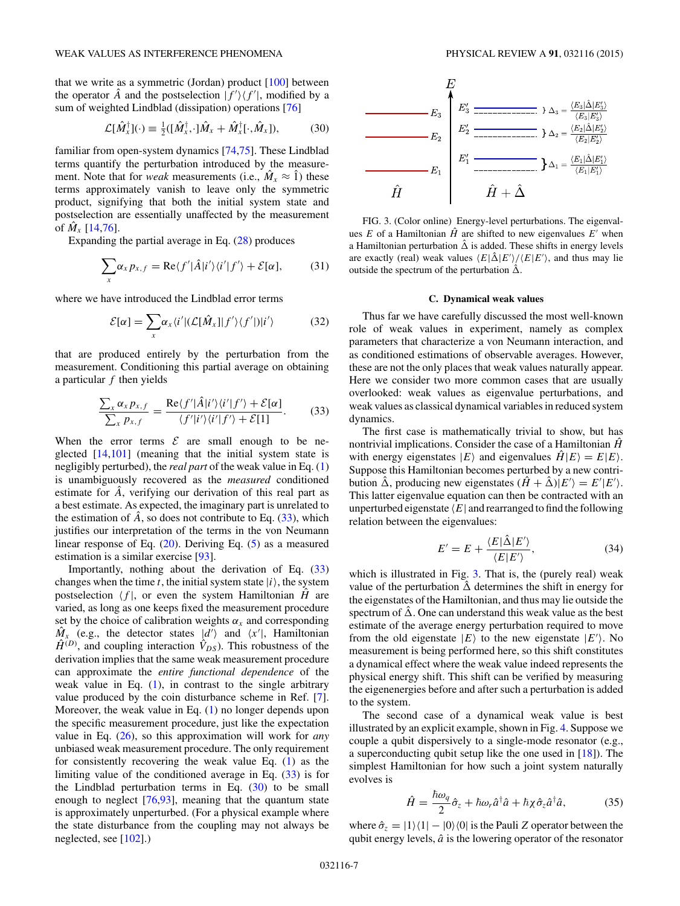that we write as a symmetric (Jordan) product [100] between the operator $\hat{A}$ and the postselection $|f'\rangle\langle f'|$, modified by a sum of weighted Lindblad (dissipation) operations [76]

$$\mathcal{L}[\hat{M}_x^\dagger](\cdot) \equiv \tfrac{1}{2}([\hat{M}_x^\dagger,\cdot]\hat{M}_x + \hat{M}_x^\dagger[\cdot,\hat{M}_x]), \tag{30}$$

familiar from open-system dynamics [74,75]. These Lindblad terms quantify the perturbation introduced by the measurement. Note that for *weak* measurements (i.e., $\hat{M}_x \approx \hat{1}$) these terms approximately vanish to leave only the symmetric product, signifying that both the initial system state and postselection are essentially unaffected by the measurement of $\hat{M}_x$ [14,76].

Expanding the partial average in Eq. (28) produces

$$\sum_x \alpha_x p_{x,f} = \mathrm{Re}\langle f'|\hat{A}|i'\rangle\langle i'|f'\rangle + \mathcal{E}[\alpha], \tag{31}$$

where we have introduced the Lindblad error terms

$$\mathcal{E}[\alpha] = \sum_x \alpha_x \langle i'|(\mathcal{L}[\hat{M}_x]|f'\rangle\langle f'|)|i'\rangle \tag{32}$$

that are produced entirely by the perturbation from the measurement. Conditioning this partial average on obtaining a particular $f$ then yields

$$\frac{\sum_x \alpha_x p_{x,f}}{\sum_x p_{x,f}} = \frac{\mathrm{Re}\langle f'|\hat{A}|i'\rangle\langle i'|f'\rangle + \mathcal{E}[\alpha]}{\langle f'|i'\rangle\langle i'|f'\rangle + \mathcal{E}[1]}. \tag{33}$$

When the error terms $\mathcal{E}$ are small enough to be neglected [14,101] (meaning that the initial system state is negligibly perturbed), the *real part* of the weak value in Eq. (1) is unambiguously recovered as the *measured* conditioned estimate for $\hat{A}$, verifying our derivation of this real part as a best estimate. As expected, the imaginary part is unrelated to the estimation of $\hat{A}$, so does not contribute to Eq. (33), which justifies our interpretation of the terms in the von Neumann linear response of Eq. (20). Deriving Eq. (5) as a measured estimation is a similar exercise [93].

Importantly, nothing about the derivation of Eq. (33) changes when the time $t$, the initial system state $|i\rangle$, the system postselection $\langle f|$, or even the system Hamiltonian $\hat{H}$ are varied, as long as one keeps fixed the measurement procedure set by the choice of calibration weights $\alpha_x$ and corresponding $\hat{M}_x$ (e.g., the detector states $|d'\rangle$ and $\langle x'|$, Hamiltonian $\hat{H}^{(D)}$, and coupling interaction $\hat{V}_{DS}$). This robustness of the derivation implies that the same weak measurement procedure can approximate the *entire functional dependence* of the weak value in Eq. (1), in contrast to the single arbitrary value produced by the coin disturbance scheme in Ref. [7]. Moreover, the weak value in Eq. (1) no longer depends upon the specific measurement procedure, just like the expectation value in Eq. (26), so this approximation will work for *any* unbiased weak measurement procedure. The only requirement for consistently recovering the weak value Eq. (1) as the limiting value of the conditioned average in Eq. (33) is for the Lindblad perturbation terms in Eq. (30) to be small enough to neglect [76,93], meaning that the quantum state is approximately unperturbed. (For a physical example where the state disturbance from the coupling may not always be neglected, see [102].)

FIG. 3. (Color online) Energy-level perturbations. The eigenvalues $E$ of a Hamiltonian $\hat{H}$ are shifted to new eigenvalues $E'$ when a Hamiltonian perturbation $\hat{\Delta}$ is added. These shifts in energy levels are exactly (real) weak values $\langle E|\hat{\Delta}|E'\rangle/\langle E|E'\rangle$, and thus may lie outside the spectrum of the perturbation $\hat{\Delta}$.

### C. Dynamical weak values

Thus far we have carefully discussed the most well-known role of weak values in experiment, namely as complex parameters that characterize a von Neumann interaction, and as conditioned estimations of observable averages. However, these are not the only places that weak values naturally appear. Here we consider two more common cases that are usually overlooked: weak values as eigenvalue perturbations, and weak values as classical dynamical variables in reduced system dynamics.

The first case is mathematically trivial to show, but has nontrivial implications. Consider the case of a Hamiltonian $\hat{H}$ with energy eigenstates $|E\rangle$ and eigenvalues $\hat{H}|E\rangle = E|E\rangle$. Suppose this Hamiltonian becomes perturbed by a new contribution $\hat{\Delta}$, producing new eigenstates $(\hat{H}+\hat{\Delta})|E'\rangle = E'|E'\rangle$. This latter eigenvalue equation can then be contracted with an unperturbed eigenstate $\langle E|$ and rearranged to find the following relation between the eigenvalues:

$$E' = E + \frac{\langle E|\hat{\Delta}|E'\rangle}{\langle E|E'\rangle}, \tag{34}$$

which is illustrated in Fig. 3. That is, the (purely real) weak value of the perturbation $\hat{\Delta}$ determines the shift in energy for the eigenstates of the Hamiltonian, and thus may lie outside the spectrum of $\hat{\Delta}$. One can understand this weak value as the best estimate of the average energy perturbation required to move from the old eigenstate $|E\rangle$ to the new eigenstate $|E'\rangle$. No measurement is being performed here, so this shift constitutes a dynamical effect where the weak value indeed represents the physical energy shift. This shift can be verified by measuring the eigenenergies before and after such a perturbation is added to the system.

The second case of a dynamical weak value is best illustrated by an explicit example, shown in Fig. 4. Suppose we couple a qubit dispersively to a single-mode resonator (e.g., a superconducting qubit setup like the one used in [18]). The simplest Hamiltonian for how such a joint system naturally evolves is

$$\hat{H} = \frac{\hbar\omega_q}{2}\hat{\sigma}_z + \hbar\omega_r\hat{a}^\dagger\hat{a} + \hbar\chi\hat{\sigma}_z\hat{a}^\dagger\hat{a}, \tag{35}$$

where $\hat{\sigma}_z = |1\rangle\langle 1| - |0\rangle\langle 0|$ is the Pauli $Z$ operator between the qubit energy levels, $\hat{a}$ is the lowering operator of the resonator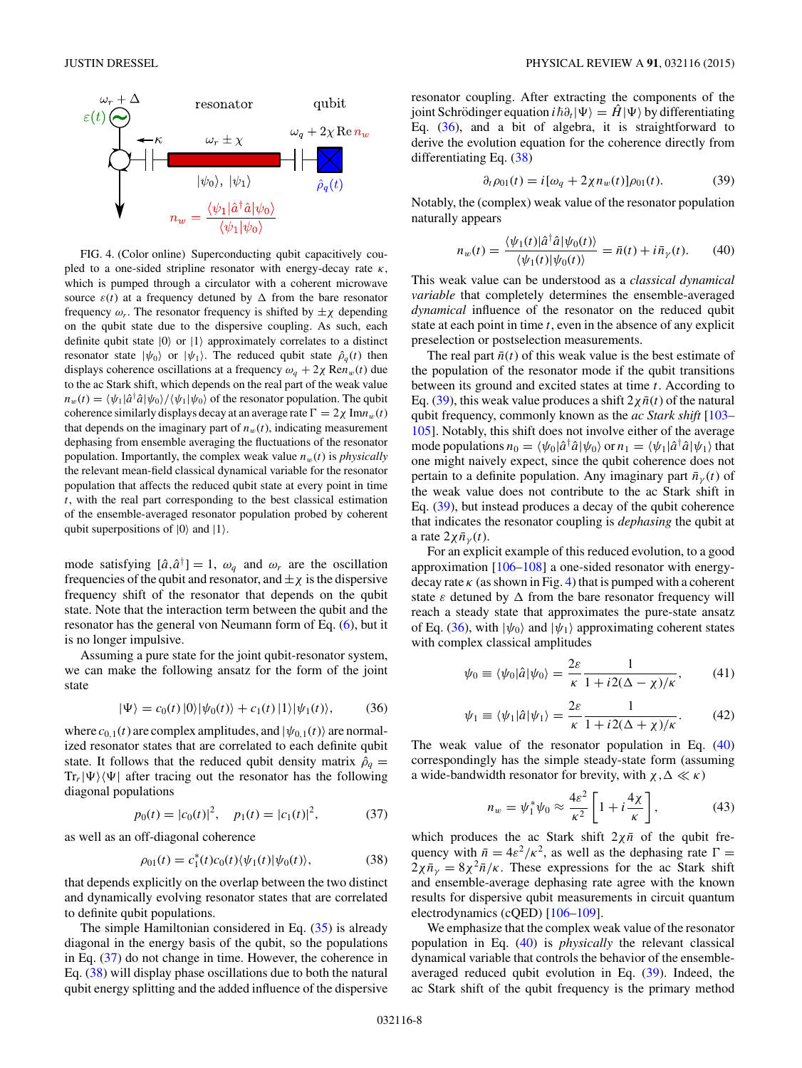FIG. 4. (Color online) Superconducting qubit capacitively coupled to a one-sided stripline resonator with energy-decay rate $\kappa$, which is pumped through a circulator with a coherent microwave source $\varepsilon(t)$ at a frequency detuned by $\Delta$ from the bare resonator frequency $\omega_r$. The resonator frequency is shifted by $\pm\chi$ depending on the qubit state due to the dispersive coupling. As such, each definite qubit state $|0\rangle$ or $|1\rangle$ approximately correlates to a distinct resonator state $|\psi_0\rangle$ or $|\psi_1\rangle$. The reduced qubit state $\hat{\rho}_q(t)$ then displays coherence oscillations at a frequency $\omega_q + 2\chi\,\mathrm{Re}\,n_w(t)$ due to the ac Stark shift, which depends on the real part of the weak value $n_w(t) = \langle\psi_1|\hat{a}^\dagger\hat{a}|\psi_0\rangle/\langle\psi_1|\psi_0\rangle$ of the resonator population. The qubit coherence similarly displays decay at an average rate $\Gamma = 2\chi\,\mathrm{Im}\,n_w(t)$ that depends on the imaginary part of $n_w(t)$, indicating measurement dephasing from ensemble averaging the fluctuations of the resonator population. Importantly, the complex weak value $n_w(t)$ is *physically* the relevant mean-field classical dynamical variable for the resonator population that affects the reduced qubit state at every point in time $t$, with the real part corresponding to the best classical estimation of the ensemble-averaged resonator population probed by coherent qubit superpositions of $|0\rangle$ and $|1\rangle$.

mode satisfying $[\hat{a},\hat{a}^\dagger] = 1$, $\omega_q$ and $\omega_r$ are the oscillation frequencies of the qubit and resonator, and $\pm\chi$ is the dispersive frequency shift of the resonator that depends on the qubit state. Note that the interaction term between the qubit and the resonator has the general von Neumann form of Eq. (6), but it is no longer impulsive.

Assuming a pure state for the joint qubit-resonator system, we can make the following ansatz for the form of the joint state

$$|\Psi\rangle = c_0(t)\,|0\rangle|\psi_0(t)\rangle + c_1(t)\,|1\rangle|\psi_1(t)\rangle, \tag{36}$$

where $c_{0,1}(t)$ are complex amplitudes, and $|\psi_{0,1}(t)\rangle$ are normalized resonator states that are correlated to each definite qubit state. It follows that the reduced qubit density matrix $\hat{\rho}_q = \mathrm{Tr}_r|\Psi\rangle\langle\Psi|$ after tracing out the resonator has the following diagonal populations

$$p_0(t) = |c_0(t)|^2, \quad p_1(t) = |c_1(t)|^2, \tag{37}$$

as well as an off-diagonal coherence

$$\rho_{01}(t) = c_1^*(t)c_0(t)\langle\psi_1(t)|\psi_0(t)\rangle, \tag{38}$$

that depends explicitly on the overlap between the two distinct and dynamically evolving resonator states that are correlated to definite qubit populations.

The simple Hamiltonian considered in Eq. (35) is already diagonal in the energy basis of the qubit, so the populations in Eq. (37) do not change in time. However, the coherence in Eq. (38) will display phase oscillations due to both the natural qubit energy splitting and the added influence of the dispersive resonator coupling. After extracting the components of the joint Schrödinger equation $i\hbar\partial_t|\Psi\rangle = \hat{H}|\Psi\rangle$ by differentiating Eq. (36), and a bit of algebra, it is straightforward to derive the evolution equation for the coherence directly from differentiating Eq. (38)

$$\partial_t\rho_{01}(t) = i[\omega_q + 2\chi n_w(t)]\rho_{01}(t). \tag{39}$$

Notably, the (complex) weak value of the resonator population naturally appears

$$n_w(t) = \frac{\langle\psi_1(t)|\hat{a}^\dagger\hat{a}|\psi_0(t)\rangle}{\langle\psi_1(t)|\psi_0(t)\rangle} = \bar{n}(t) + i\bar{n}_\gamma(t). \tag{40}$$

This weak value can be understood as a *classical dynamical variable* that completely determines the ensemble-averaged *dynamical* influence of the resonator on the reduced qubit state at each point in time $t$, even in the absence of any explicit preselection or postselection measurements.

The real part $\bar{n}(t)$ of this weak value is the best estimate of the population of the resonator mode if the qubit transitions between its ground and excited states at time $t$. According to Eq. (39), this weak value produces a shift $2\chi\bar{n}(t)$ of the natural qubit frequency, commonly known as the *ac Stark shift* [103–105]. Notably, this shift does not involve either of the average mode populations $n_0 = \langle\psi_0|\hat{a}^\dagger\hat{a}|\psi_0\rangle$ or $n_1 = \langle\psi_1|\hat{a}^\dagger\hat{a}|\psi_1\rangle$ that one might naively expect, since the qubit coherence does not pertain to a definite population. Any imaginary part $\bar{n}_\gamma(t)$ of the weak value does not contribute to the ac Stark shift in Eq. (39), but instead produces a decay of the qubit coherence that indicates the resonator coupling is *dephasing* the qubit at a rate $2\chi\bar{n}_\gamma(t)$.

For an explicit example of this reduced evolution, to a good approximation [106–108] a one-sided resonator with energy-decay rate $\kappa$ (as shown in Fig. 4) that is pumped with a coherent state $\varepsilon$ detuned by $\Delta$ from the bare resonator frequency will reach a steady state that approximates the pure-state ansatz of Eq. (36), with $|\psi_0\rangle$ and $|\psi_1\rangle$ approximating coherent states with complex classical amplitudes

$$\psi_0 \equiv \langle\psi_0|\hat{a}|\psi_0\rangle = \frac{2\varepsilon}{\kappa}\frac{1}{1 + i2(\Delta - \chi)/\kappa}, \tag{41}$$

$$\psi_1 \equiv \langle\psi_1|\hat{a}|\psi_1\rangle = \frac{2\varepsilon}{\kappa}\frac{1}{1 + i2(\Delta + \chi)/\kappa}. \tag{42}$$

The weak value of the resonator population in Eq. (40) correspondingly has the simple steady-state form (assuming a wide-bandwidth resonator for brevity, with $\chi,\Delta \ll \kappa$)

$$n_w = \psi_1^*\psi_0 \approx \frac{4\varepsilon^2}{\kappa^2}\left[1 + i\frac{4\chi}{\kappa}\right], \tag{43}$$

which produces the ac Stark shift $2\chi\bar{n}$ of the qubit frequency with $\bar{n} = 4\varepsilon^2/\kappa^2$, as well as the dephasing rate $\Gamma = 2\chi\bar{n}_\gamma = 8\chi^2\bar{n}/\kappa$. These expressions for the ac Stark shift and ensemble-average dephasing rate agree with the known results for dispersive qubit measurements in circuit quantum electrodynamics (cQED) [106–109].

We emphasize that the complex weak value of the resonator population in Eq. (40) is *physically* the relevant classical dynamical variable that controls the behavior of the ensemble-averaged reduced qubit evolution in Eq. (39). Indeed, the ac Stark shift of the qubit frequency is the primary method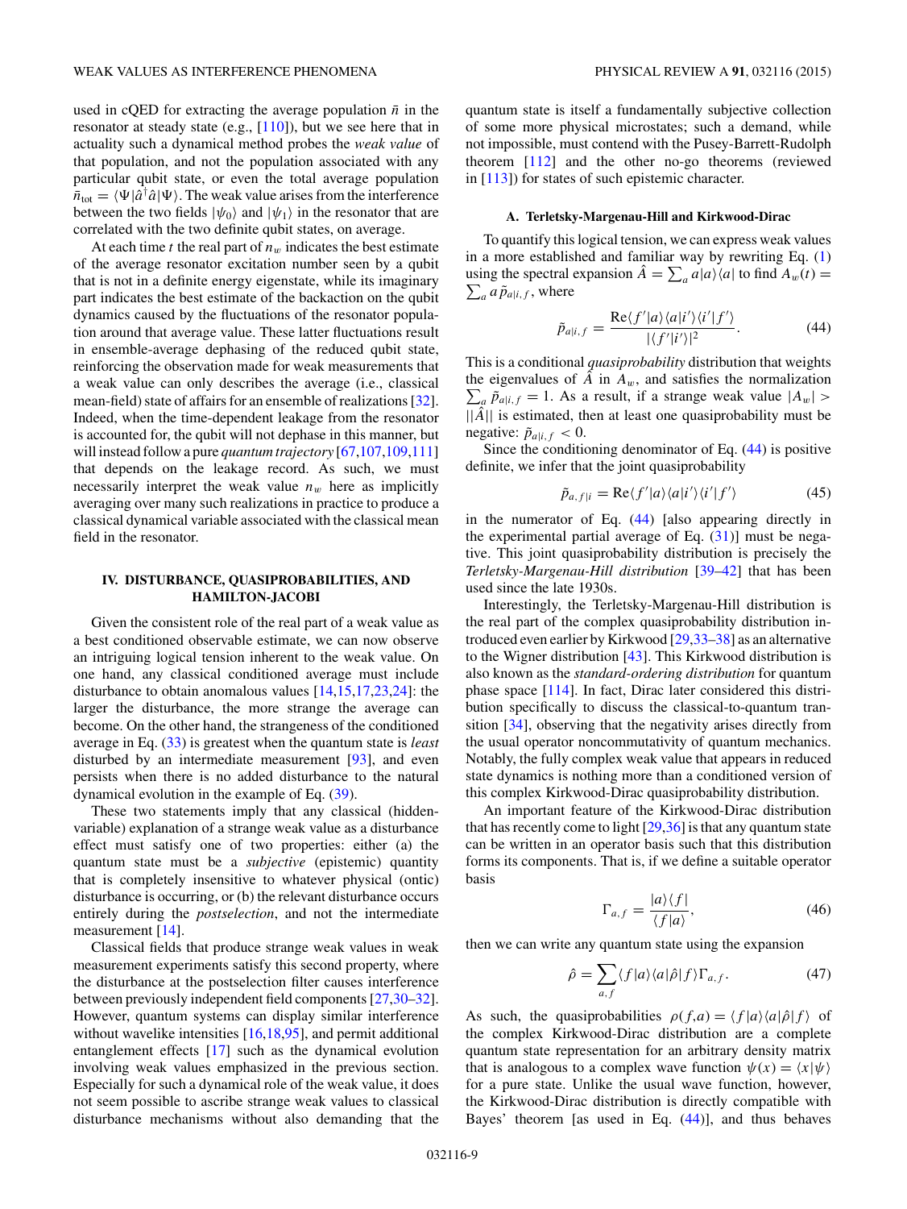used in cQED for extracting the average population $\bar{n}$ in the resonator at steady state (e.g., [110]), but we see here that in actuality such a dynamical method probes the *weak value* of that population, and not the population associated with any particular qubit state, or even the total average population $\bar{n}_{\text{tot}} = \langle\Psi|\hat{a}^\dagger\hat{a}|\Psi\rangle$. The weak value arises from the interference between the two fields $|\psi_0\rangle$ and $|\psi_1\rangle$ in the resonator that are correlated with the two definite qubit states, on average.

At each time $t$ the real part of $n_w$ indicates the best estimate of the average resonator excitation number seen by a qubit that is not in a definite energy eigenstate, while its imaginary part indicates the best estimate of the backaction on the qubit dynamics caused by the fluctuations of the resonator population around that average value. These latter fluctuations result in ensemble-average dephasing of the reduced qubit state, reinforcing the observation made for weak measurements that a weak value can only describes the average (i.e., classical mean-field) state of affairs for an ensemble of realizations [32]. Indeed, when the time-dependent leakage from the resonator is accounted for, the qubit will not dephase in this manner, but will instead follow a pure *quantum trajectory* [67,107,109,111] that depends on the leakage record. As such, we must necessarily interpret the weak value $n_w$ here as implicitly averaging over many such realizations in practice to produce a classical dynamical variable associated with the classical mean field in the resonator.

## IV. DISTURBANCE, QUASIPROBABILITIES, AND HAMILTON-JACOBI

Given the consistent role of the real part of a weak value as a best conditioned observable estimate, we can now observe an intriguing logical tension inherent to the weak value. On one hand, any classical conditioned average must include disturbance to obtain anomalous values [14,15,17,23,24]: the larger the disturbance, the more strange the average can become. On the other hand, the strangeness of the conditioned average in Eq. (33) is greatest when the quantum state is *least* disturbed by an intermediate measurement [93], and even persists when there is no added disturbance to the natural dynamical evolution in the example of Eq. (39).

These two statements imply that any classical (hidden-variable) explanation of a strange weak value as a disturbance effect must satisfy one of two properties: either (a) the quantum state must be a *subjective* (epistemic) quantity that is completely insensitive to whatever physical (ontic) disturbance is occurring, or (b) the relevant disturbance occurs entirely during the *postselection*, and not the intermediate measurement [14].

Classical fields that produce strange weak values in weak measurement experiments satisfy this second property, where the disturbance at the postselection filter causes interference between previously independent field components [27,30–32]. However, quantum systems can display similar interference without wavelike intensities [16,18,95], and permit additional entanglement effects [17] such as the dynamical evolution involving weak values emphasized in the previous section. Especially for such a dynamical role of the weak value, it does not seem possible to ascribe strange weak values to classical disturbance mechanisms without also demanding that the quantum state is itself a fundamentally subjective collection of some more physical microstates; such a demand, while not impossible, must contend with the Pusey-Barrett-Rudolph theorem [112] and the other no-go theorems (reviewed in [113]) for states of such epistemic character.

### A. Terletsky-Margenau-Hill and Kirkwood-Dirac

To quantify this logical tension, we can express weak values in a more established and familiar way by rewriting Eq. (1) using the spectral expansion $\hat{A} = \sum_a a|a\rangle\langle a|$ to find $A_w(t) = \sum_a a\,\tilde{p}_{a|i,f}$, where

$$\tilde{p}_{a|i,f} = \frac{\text{Re}\langle f'|a\rangle\langle a|i'\rangle\langle i'|f'\rangle}{|\langle f'|i'\rangle|^2}. \tag{44}$$

This is a conditional *quasiprobability* distribution that weights the eigenvalues of $\hat{A}$ in $A_w$, and satisfies the normalization $\sum_a \tilde{p}_{a|i,f} = 1$. As a result, if a strange weak value $|A_w| > ||\hat{A}||$ is estimated, then at least one quasiprobability must be negative: $\tilde{p}_{a|i,f} < 0$.

Since the conditioning denominator of Eq. (44) is positive definite, we infer that the joint quasiprobability

$$\tilde{p}_{a,f|i} = \text{Re}\langle f'|a\rangle\langle a|i'\rangle\langle i'|f'\rangle \tag{45}$$

in the numerator of Eq. (44) [also appearing directly in the experimental partial average of Eq. (31)] must be negative. This joint quasiprobability distribution is precisely the *Terletsky-Margenau-Hill distribution* [39–42] that has been used since the late 1930s.

Interestingly, the Terletsky-Margenau-Hill distribution is the real part of the complex quasiprobability distribution introduced even earlier by Kirkwood [29,33–38] as an alternative to the Wigner distribution [43]. This Kirkwood distribution is also known as the *standard-ordering distribution* for quantum phase space [114]. In fact, Dirac later considered this distribution specifically to discuss the classical-to-quantum transition [34], observing that the negativity arises directly from the usual operator noncommutativity of quantum mechanics. Notably, the fully complex weak value that appears in reduced state dynamics is nothing more than a conditioned version of this complex Kirkwood-Dirac quasiprobability distribution.

An important feature of the Kirkwood-Dirac distribution that has recently come to light [29,36] is that any quantum state can be written in an operator basis such that this distribution forms its components. That is, if we define a suitable operator basis

$$\Gamma_{a,f} = \frac{|a\rangle\langle f|}{\langle f|a\rangle}, \tag{46}$$

then we can write any quantum state using the expansion

$$\hat{\rho} = \sum_{a,f} \langle f|a\rangle\langle a|\hat{\rho}|f\rangle\Gamma_{a,f}. \tag{47}$$

As such, the quasiprobabilities $\rho(f,a) = \langle f|a\rangle\langle a|\hat{\rho}|f\rangle$ of the complex Kirkwood-Dirac distribution are a complete quantum state representation for an arbitrary density matrix that is analogous to a complex wave function $\psi(x) = \langle x|\psi\rangle$ for a pure state. Unlike the usual wave function, however, the Kirkwood-Dirac distribution is directly compatible with Bayes' theorem [as used in Eq. (44)], and thus behaves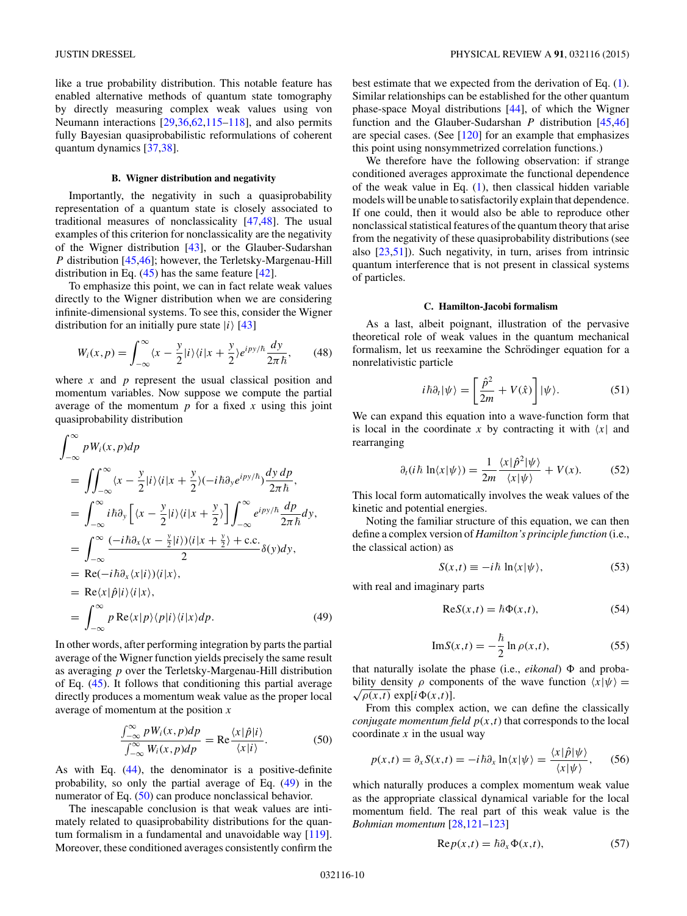like a true probability distribution. This notable feature has enabled alternative methods of quantum state tomography by directly measuring complex weak values using von Neumann interactions [29,36,62,115–118], and also permits fully Bayesian quasiprobabilistic reformulations of coherent quantum dynamics [37,38].

### B. Wigner distribution and negativity

Importantly, the negativity in such a quasiprobability representation of a quantum state is closely associated to traditional measures of nonclassicality [47,48]. The usual examples of this criterion for nonclassicality are the negativity of the Wigner distribution [43], or the Glauber-Sudarshan $P$ distribution [45,46]; however, the Terletsky-Margenau-Hill distribution in Eq. (45) has the same feature [42].

To emphasize this point, we can in fact relate weak values directly to the Wigner distribution when we are considering infinite-dimensional systems. To see this, consider the Wigner distribution for an initially pure state $|i\rangle$ [43]

$$W_i(x,p) = \int_{-\infty}^{\infty} \langle x - \frac{y}{2}|i\rangle\langle i|x + \frac{y}{2}\rangle e^{ipy/\hbar}\frac{dy}{2\pi\hbar}, \qquad (48)$$

where $x$ and $p$ represent the usual classical position and momentum variables. Now suppose we compute the partial average of the momentum $p$ for a fixed $x$ using this joint quasiprobability distribution

$$\begin{aligned}
&\int_{-\infty}^{\infty} pW_i(x,p)dp \\
&= \iint_{-\infty}^{\infty} \langle x - \frac{y}{2}|i\rangle\langle i|x + \frac{y}{2}\rangle(-i\hbar\partial_y e^{ipy/\hbar})\frac{dy\,dp}{2\pi\hbar}, \\
&= \int_{-\infty}^{\infty} i\hbar\partial_y\left[\langle x - \frac{y}{2}|i\rangle\langle i|x + \frac{y}{2}\rangle\right]\int_{-\infty}^{\infty} e^{ipy/\hbar}\frac{dp}{2\pi\hbar}dy, \\
&= \int_{-\infty}^{\infty} \frac{(-i\hbar\partial_x\langle x - \frac{y}{2}|i\rangle)\langle i|x + \frac{y}{2}\rangle + \text{c.c.}}{2}\delta(y)dy, \\
&= \text{Re}(-i\hbar\partial_x\langle x|i\rangle)\langle i|x\rangle, \\
&= \text{Re}\langle x|\hat{p}|i\rangle\langle i|x\rangle, \\
&= \int_{-\infty}^{\infty} p\,\text{Re}\langle x|p\rangle\langle p|i\rangle\langle i|x\rangle dp. \qquad (49)
\end{aligned}$$

In other words, after performing integration by parts the partial average of the Wigner function yields precisely the same result as averaging $p$ over the Terletsky-Margenau-Hill distribution of Eq. (45). It follows that conditioning this partial average directly produces a momentum weak value as the proper local average of momentum at the position $x$

$$\frac{\int_{-\infty}^{\infty} pW_i(x,p)dp}{\int_{-\infty}^{\infty} W_i(x,p)dp} = \text{Re}\frac{\langle x|\hat{p}|i\rangle}{\langle x|i\rangle}. \qquad (50)$$

As with Eq. (44), the denominator is a positive-definite probability, so only the partial average of Eq. (49) in the numerator of Eq. (50) can produce nonclassical behavior.

The inescapable conclusion is that weak values are intimately related to quasiprobability distributions for the quantum formalism in a fundamental and unavoidable way [119]. Moreover, these conditioned averages consistently confirm the best estimate that we expected from the derivation of Eq. (1). Similar relationships can be established for the other quantum phase-space Moyal distributions [44], of which the Wigner function and the Glauber-Sudarshan $P$ distribution [45,46] are special cases. (See [120] for an example that emphasizes this point using nonsymmetrized correlation functions.)

We therefore have the following observation: if strange conditioned averages approximate the functional dependence of the weak value in Eq. (1), then classical hidden variable models will be unable to satisfactorily explain that dependence. If one could, then it would also be able to reproduce other nonclassical statistical features of the quantum theory that arise from the negativity of these quasiprobability distributions (see also [23,51]). Such negativity, in turn, arises from intrinsic quantum interference that is not present in classical systems of particles.

### C. Hamilton-Jacobi formalism

As a last, albeit poignant, illustration of the pervasive theoretical role of weak values in the quantum mechanical formalism, let us reexamine the Schrödinger equation for a nonrelativistic particle

$$i\hbar\partial_t|\psi\rangle = \left[\frac{\hat{p}^2}{2m} + V(\hat{x})\right]|\psi\rangle. \qquad (51)$$

We can expand this equation into a wave-function form that is local in the coordinate $x$ by contracting it with $\langle x|$ and rearranging

$$\partial_t(i\hbar\ln\langle x|\psi\rangle) = \frac{1}{2m}\frac{\langle x|\hat{p}^2|\psi\rangle}{\langle x|\psi\rangle} + V(x). \qquad (52)$$

This local form automatically involves the weak values of the kinetic and potential energies.

Noting the familiar structure of this equation, we can then define a complex version of *Hamilton's principle function* (i.e., the classical action) as

$$S(x,t) \equiv -i\hbar\ln\langle x|\psi\rangle, \qquad (53)$$

with real and imaginary parts

$$\text{Re}S(x,t) = \hbar\Phi(x,t), \qquad (54)$$

$$\text{Im}S(x,t) = -\frac{\hbar}{2}\ln\rho(x,t), \qquad (55)$$

that naturally isolate the phase (i.e., *eikonal*) $\Phi$ and probability density $\rho$ components of the wave function $\langle x|\psi\rangle = \sqrt{\rho(x,t)}\exp[i\Phi(x,t)]$.

From this complex action, we can define the classically *conjugate momentum field* $p(x,t)$ that corresponds to the local coordinate $x$ in the usual way

$$p(x,t) = \partial_x S(x,t) = -i\hbar\partial_x\ln\langle x|\psi\rangle = \frac{\langle x|\hat{p}|\psi\rangle}{\langle x|\psi\rangle}, \qquad (56)$$

which naturally produces a complex momentum weak value as the appropriate classical dynamical variable for the local momentum field. The real part of this weak value is the *Bohmian momentum* [28,121–123]

$$\text{Re}\,p(x,t) = \hbar\partial_x\Phi(x,t), \qquad (57)$$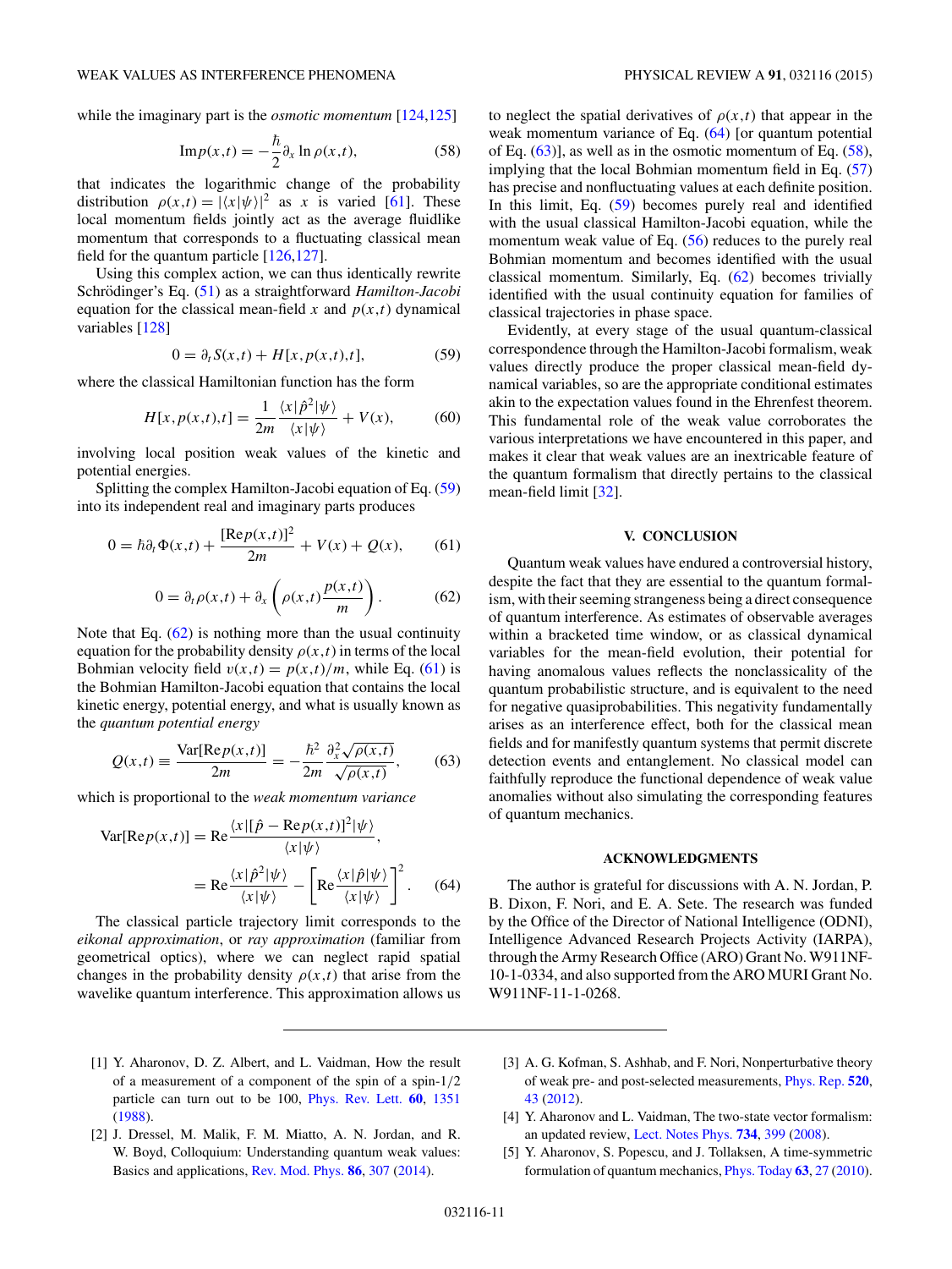while the imaginary part is the *osmotic momentum* [124,125]

$$\mathrm{Im}\,p(x,t) = -\frac{\hbar}{2}\partial_x \ln \rho(x,t), \tag{58}$$

that indicates the logarithmic change of the probability distribution $\rho(x,t) = |\langle x|\psi\rangle|^2$ as $x$ is varied [61]. These local momentum fields jointly act as the average fluidlike momentum that corresponds to a fluctuating classical mean field for the quantum particle [126,127].

Using this complex action, we can thus identically rewrite Schrödinger's Eq. (51) as a straightforward *Hamilton-Jacobi* equation for the classical mean-field $x$ and $p(x,t)$ dynamical variables [128]

$$0 = \partial_t S(x,t) + H[x, p(x,t), t], \tag{59}$$

where the classical Hamiltonian function has the form

$$H[x, p(x,t), t] = \frac{1}{2m}\frac{\langle x|\hat{p}^2|\psi\rangle}{\langle x|\psi\rangle} + V(x), \tag{60}$$

involving local position weak values of the kinetic and potential energies.

Splitting the complex Hamilton-Jacobi equation of Eq. (59) into its independent real and imaginary parts produces

$$0 = \hbar\partial_t \Phi(x,t) + \frac{[\mathrm{Re}\,p(x,t)]^2}{2m} + V(x) + Q(x), \tag{61}$$

$$0 = \partial_t \rho(x,t) + \partial_x\left(\rho(x,t)\frac{p(x,t)}{m}\right). \tag{62}$$

Note that Eq. (62) is nothing more than the usual continuity equation for the probability density $\rho(x,t)$ in terms of the local Bohmian velocity field $v(x,t) = p(x,t)/m$, while Eq. (61) is the Bohmian Hamilton-Jacobi equation that contains the local kinetic energy, potential energy, and what is usually known as the *quantum potential energy*

$$Q(x,t) \equiv \frac{\mathrm{Var}[\mathrm{Re}\,p(x,t)]}{2m} = -\frac{\hbar^2}{2m}\frac{\partial_x^2\sqrt{\rho(x,t)}}{\sqrt{\rho(x,t)}}, \tag{63}$$

which is proportional to the *weak momentum variance*

$$\begin{aligned}\mathrm{Var}[\mathrm{Re}\,p(x,t)] &= \mathrm{Re}\frac{\langle x|[\hat{p} - \mathrm{Re}\,p(x,t)]^2|\psi\rangle}{\langle x|\psi\rangle}, \\ &= \mathrm{Re}\frac{\langle x|\hat{p}^2|\psi\rangle}{\langle x|\psi\rangle} - \left[\mathrm{Re}\frac{\langle x|\hat{p}|\psi\rangle}{\langle x|\psi\rangle}\right]^2. \end{aligned} \tag{64}$$

The classical particle trajectory limit corresponds to the *eikonal approximation*, or *ray approximation* (familiar from geometrical optics), where we can neglect rapid spatial changes in the probability density $\rho(x,t)$ that arise from the wavelike quantum interference. This approximation allows us to neglect the spatial derivatives of $\rho(x,t)$ that appear in the weak momentum variance of Eq. (64) [or quantum potential of Eq. (63)], as well as in the osmotic momentum of Eq. (58), implying that the local Bohmian momentum field in Eq. (57) has precise and nonfluctuating values at each definite position. In this limit, Eq. (59) becomes purely real and identified with the usual classical Hamilton-Jacobi equation, while the momentum weak value of Eq. (56) reduces to the purely real Bohmian momentum and becomes identified with the usual classical momentum. Similarly, Eq. (62) becomes trivially identified with the usual continuity equation for families of classical trajectories in phase space.

Evidently, at every stage of the usual quantum-classical correspondence through the Hamilton-Jacobi formalism, weak values directly produce the proper classical mean-field dynamical variables, so are the appropriate conditional estimates akin to the expectation values found in the Ehrenfest theorem. This fundamental role of the weak value corroborates the various interpretations we have encountered in this paper, and makes it clear that weak values are an inextricable feature of the quantum formalism that directly pertains to the classical mean-field limit [32].

## V. CONCLUSION

Quantum weak values have endured a controversial history, despite the fact that they are essential to the quantum formalism, with their seeming strangeness being a direct consequence of quantum interference. As estimates of observable averages within a bracketed time window, or as classical dynamical variables for the mean-field evolution, their potential for having anomalous values reflects the nonclassicality of the quantum probabilistic structure, and is equivalent to the need for negative quasiprobabilities. This negativity fundamentally arises as an interference effect, both for the classical mean fields and for manifestly quantum systems that permit discrete detection events and entanglement. No classical model can faithfully reproduce the functional dependence of weak value anomalies without also simulating the corresponding features of quantum mechanics.

## ACKNOWLEDGMENTS

The author is grateful for discussions with A. N. Jordan, P. B. Dixon, F. Nori, and E. A. Sete. The research was funded by the Office of the Director of National Intelligence (ODNI), Intelligence Advanced Research Projects Activity (IARPA), through the Army Research Office (ARO) Grant No. W911NF-10-1-0334, and also supported from the ARO MURI Grant No. W911NF-11-1-0268.

---

[1] Y. Aharonov, D. Z. Albert, and L. Vaidman, How the result of a measurement of a component of the spin of a spin-1/2 particle can turn out to be 100, Phys. Rev. Lett. **60**, 1351 (1988).

[2] J. Dressel, M. Malik, F. M. Miatto, A. N. Jordan, and R. W. Boyd, Colloquium: Understanding quantum weak values: Basics and applications, Rev. Mod. Phys. **86**, 307 (2014).

[3] A. G. Kofman, S. Ashhab, and F. Nori, Nonperturbative theory of weak pre- and post-selected measurements, Phys. Rep. **520**, 43 (2012).

[4] Y. Aharonov and L. Vaidman, The two-state vector formalism: an updated review, Lect. Notes Phys. **734**, 399 (2008).

[5] Y. Aharonov, S. Popescu, and J. Tollaksen, A time-symmetric formulation of quantum mechanics, Phys. Today **63**, 27 (2010).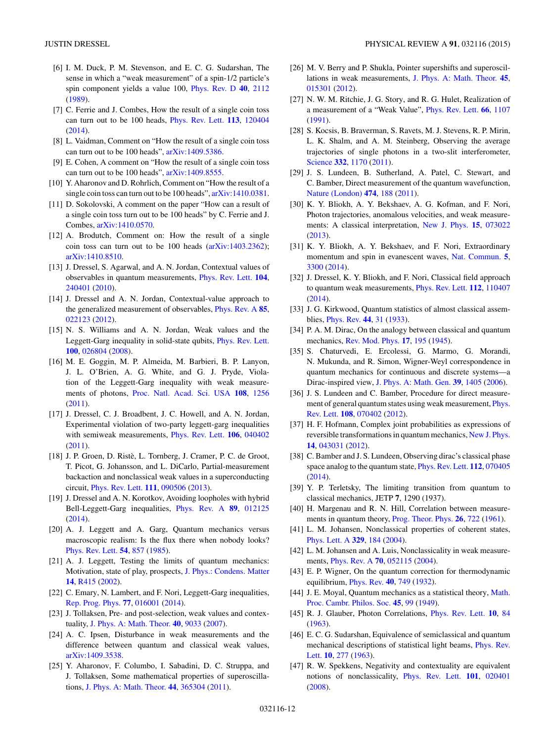[6] I. M. Duck, P. M. Stevenson, and E. C. G. Sudarshan, The sense in which a "weak measurement" of a spin-1/2 particle's spin component yields a value 100, Phys. Rev. D **40**, 2112 (1989).

[7] C. Ferrie and J. Combes, How the result of a single coin toss can turn out to be 100 heads, Phys. Rev. Lett. **113**, 120404 (2014).

[8] L. Vaidman, Comment on "How the result of a single coin toss can turn out to be 100 heads", arXiv:1409.5386.

[9] E. Cohen, A comment on "How the result of a single coin toss can turn out to be 100 heads", arXiv:1409.8555.

[10] Y. Aharonov and D. Rohrlich, Comment on "How the result of a single coin toss can turn out to be 100 heads", arXiv:1410.0381.

[11] D. Sokolovski, A comment on the paper "How can a result of a single coin toss turn out to be 100 heads" by C. Ferrie and J. Combes, arXiv:1410.0570.

[12] A. Brodutch, Comment on: How the result of a single coin toss can turn out to be 100 heads (arXiv:1403.2362); arXiv:1410.8510.

[13] J. Dressel, S. Agarwal, and A. N. Jordan, Contextual values of observables in quantum measurements, Phys. Rev. Lett. **104**, 240401 (2010).

[14] J. Dressel and A. N. Jordan, Contextual-value approach to the generalized measurement of observables, Phys. Rev. A **85**, 022123 (2012).

[15] N. S. Williams and A. N. Jordan, Weak values and the Leggett-Garg inequality in solid-state qubits, Phys. Rev. Lett. **100**, 026804 (2008).

[16] M. E. Goggin, M. P. Almeida, M. Barbieri, B. P. Lanyon, J. L. O'Brien, A. G. White, and G. J. Pryde, Violation of the Leggett-Garg inequality with weak measurements of photons, Proc. Natl. Acad. Sci. USA **108**, 1256 (2011).

[17] J. Dressel, C. J. Broadbent, J. C. Howell, and A. N. Jordan, Experimental violation of two-party leggett-garg inequalities with semiweak measurements, Phys. Rev. Lett. **106**, 040402 (2011).

[18] J. P. Groen, D. Ristè, L. Tornberg, J. Cramer, P. C. de Groot, T. Picot, G. Johansson, and L. DiCarlo, Partial-measurement backaction and nonclassical weak values in a superconducting circuit, Phys. Rev. Lett. **111**, 090506 (2013).

[19] J. Dressel and A. N. Korotkov, Avoiding loopholes with hybrid Bell-Leggett-Garg inequalities, Phys. Rev. A **89**, 012125 (2014).

[20] A. J. Leggett and A. Garg, Quantum mechanics versus macroscopic realism: Is the flux there when nobody looks? Phys. Rev. Lett. **54**, 857 (1985).

[21] A. J. Leggett, Testing the limits of quantum mechanics: Motivation, state of play, prospects, J. Phys.: Condens. Matter **14**, R415 (2002).

[22] C. Emary, N. Lambert, and F. Nori, Leggett-Garg inequalities, Rep. Prog. Phys. **77**, 016001 (2014).

[23] J. Tollaksen, Pre- and post-selection, weak values and contextuality, J. Phys. A: Math. Theor. **40**, 9033 (2007).

[24] A. C. Ipsen, Disturbance in weak measurements and the difference between quantum and classical weak values, arXiv:1409.3538.

[25] Y. Aharonov, F. Columbo, I. Sabadini, D. C. Struppa, and J. Tollaksen, Some mathematical properties of superoscillations, J. Phys. A: Math. Theor. **44**, 365304 (2011).

[26] M. V. Berry and P. Shukla, Pointer supershifts and superoscillations in weak measurements, J. Phys. A: Math. Theor. **45**, 015301 (2012).

[27] N. W. M. Ritchie, J. G. Story, and R. G. Hulet, Realization of a measurement of a "Weak Value", Phys. Rev. Lett. **66**, 1107 (1991).

[28] S. Kocsis, B. Braverman, S. Ravets, M. J. Stevens, R. P. Mirin, L. K. Shalm, and A. M. Steinberg, Observing the average trajectories of single photons in a two-slit interferometer, Science **332**, 1170 (2011).

[29] J. S. Lundeen, B. Sutherland, A. Patel, C. Stewart, and C. Bamber, Direct measurement of the quantum wavefunction, Nature (London) **474**, 188 (2011).

[30] K. Y. Bliokh, A. Y. Bekshaev, A. G. Kofman, and F. Nori, Photon trajectories, anomalous velocities, and weak measurements: A classical interpretation, New J. Phys. **15**, 073022 (2013).

[31] K. Y. Bliokh, A. Y. Bekshaev, and F. Nori, Extraordinary momentum and spin in evanescent waves, Nat. Commun. **5**, 3300 (2014).

[32] J. Dressel, K. Y. Bliokh, and F. Nori, Classical field approach to quantum weak measurements, Phys. Rev. Lett. **112**, 110407 (2014).

[33] J. G. Kirkwood, Quantum statistics of almost classical assemblies, Phys. Rev. **44**, 31 (1933).

[34] P. A. M. Dirac, On the analogy between classical and quantum mechanics, Rev. Mod. Phys. **17**, 195 (1945).

[35] S. Chaturvedi, E. Ercolessi, G. Marmo, G. Morandi, N. Mukunda, and R. Simon, Wigner-Weyl correspondence in quantum mechanics for continuous and discrete systems—a Dirac-inspired view, J. Phys. A: Math. Gen. **39**, 1405 (2006).

[36] J. S. Lundeen and C. Bamber, Procedure for direct measurement of general quantum states using weak measurement, Phys. Rev. Lett. **108**, 070402 (2012).

[37] H. F. Hofmann, Complex joint probabilities as expressions of reversible transformations in quantum mechanics, New J. Phys. **14**, 043031 (2012).

[38] C. Bamber and J. S. Lundeen, Observing dirac's classical phase space analog to the quantum state, Phys. Rev. Lett. **112**, 070405 (2014).

[39] Y. P. Terletsky, The limiting transition from quantum to classical mechanics, JETP **7**, 1290 (1937).

[40] H. Margenau and R. N. Hill, Correlation between measurements in quantum theory, Prog. Theor. Phys. **26**, 722 (1961).

[41] L. M. Johansen, Nonclassical properties of coherent states, Phys. Lett. A **329**, 184 (2004).

[42] L. M. Johansen and A. Luis, Nonclassicality in weak measurements, Phys. Rev. A **70**, 052115 (2004).

[43] E. P. Wigner, On the quantum correction for thermodynamic equilibrium, Phys. Rev. **40**, 749 (1932).

[44] J. E. Moyal, Quantum mechanics as a statistical theory, Math. Proc. Camb. Philos. Soc. **45**, 99 (1949).

[45] R. J. Glauber, Photon Correlations, Phys. Rev. Lett. **10**, 84 (1963).

[46] E. C. G. Sudarshan, Equivalence of semiclassical and quantum mechanical descriptions of statistical light beams, Phys. Rev. Lett. **10**, 277 (1963).

[47] R. W. Spekkens, Negativity and contextuality are equivalent notions of nonclassicality, Phys. Rev. Lett. **101**, 020401 (2008).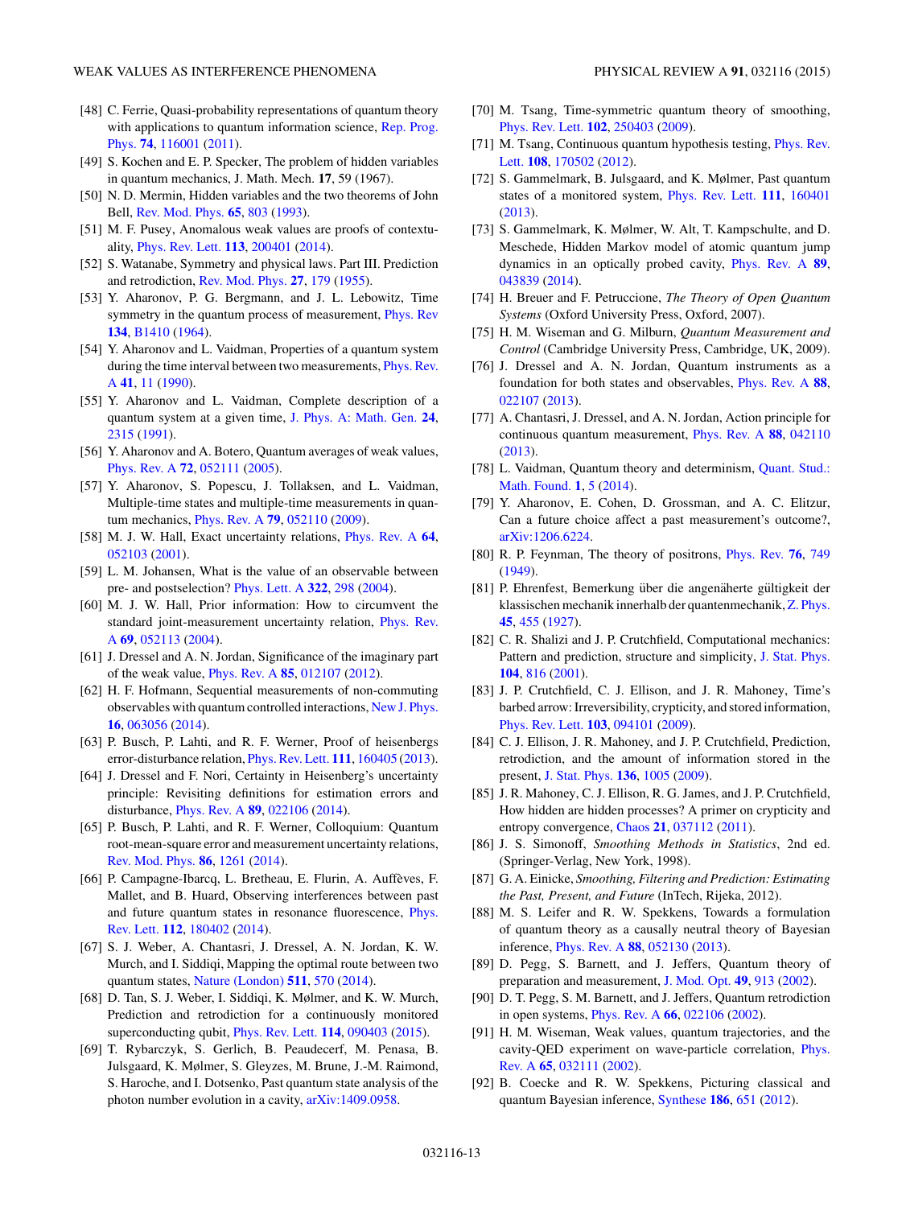[48] C. Ferrie, Quasi-probability representations of quantum theory with applications to quantum information science, Rep. Prog. Phys. **74**, 116001 (2011).

[49] S. Kochen and E. P. Specker, The problem of hidden variables in quantum mechanics, J. Math. Mech. **17**, 59 (1967).

[50] N. D. Mermin, Hidden variables and the two theorems of John Bell, Rev. Mod. Phys. **65**, 803 (1993).

[51] M. F. Pusey, Anomalous weak values are proofs of contextuality, Phys. Rev. Lett. **113**, 200401 (2014).

[52] S. Watanabe, Symmetry and physical laws. Part III. Prediction and retrodiction, Rev. Mod. Phys. **27**, 179 (1955).

[53] Y. Aharonov, P. G. Bergmann, and J. L. Lebowitz, Time symmetry in the quantum process of measurement, Phys. Rev **134**, B1410 (1964).

[54] Y. Aharonov and L. Vaidman, Properties of a quantum system during the time interval between two measurements, Phys. Rev. A **41**, 11 (1990).

[55] Y. Aharonov and L. Vaidman, Complete description of a quantum system at a given time, J. Phys. A: Math. Gen. **24**, 2315 (1991).

[56] Y. Aharonov and A. Botero, Quantum averages of weak values, Phys. Rev. A **72**, 052111 (2005).

[57] Y. Aharonov, S. Popescu, J. Tollaksen, and L. Vaidman, Multiple-time states and multiple-time measurements in quantum mechanics, Phys. Rev. A **79**, 052110 (2009).

[58] M. J. W. Hall, Exact uncertainty relations, Phys. Rev. A **64**, 052103 (2001).

[59] L. M. Johansen, What is the value of an observable between pre- and postselection? Phys. Lett. A **322**, 298 (2004).

[60] M. J. W. Hall, Prior information: How to circumvent the standard joint-measurement uncertainty relation, Phys. Rev. A **69**, 052113 (2004).

[61] J. Dressel and A. N. Jordan, Significance of the imaginary part of the weak value, Phys. Rev. A **85**, 012107 (2012).

[62] H. F. Hofmann, Sequential measurements of non-commuting observables with quantum controlled interactions, New J. Phys. **16**, 063056 (2014).

[63] P. Busch, P. Lahti, and R. F. Werner, Proof of heisenbergs error-disturbance relation, Phys. Rev. Lett. **111**, 160405 (2013).

[64] J. Dressel and F. Nori, Certainty in Heisenberg's uncertainty principle: Revisiting definitions for estimation errors and disturbance, Phys. Rev. A **89**, 022106 (2014).

[65] P. Busch, P. Lahti, and R. F. Werner, Colloquium: Quantum root-mean-square error and measurement uncertainty relations, Rev. Mod. Phys. **86**, 1261 (2014).

[66] P. Campagne-Ibarcq, L. Bretheau, E. Flurin, A. Auffèves, F. Mallet, and B. Huard, Observing interferences between past and future quantum states in resonance fluorescence, Phys. Rev. Lett. **112**, 180402 (2014).

[67] S. J. Weber, A. Chantasri, J. Dressel, A. N. Jordan, K. W. Murch, and I. Siddiqi, Mapping the optimal route between two quantum states, Nature (London) **511**, 570 (2014).

[68] D. Tan, S. J. Weber, I. Siddiqi, K. Mølmer, and K. W. Murch, Prediction and retrodiction for a continuously monitored superconducting qubit, Phys. Rev. Lett. **114**, 090403 (2015).

[69] T. Rybarczyk, S. Gerlich, B. Peaudecerf, M. Penasa, B. Julsgaard, K. Mølmer, S. Gleyzes, M. Brune, J.-M. Raimond, S. Haroche, and I. Dotsenko, Past quantum state analysis of the photon number evolution in a cavity, arXiv:1409.0958.

[70] M. Tsang, Time-symmetric quantum theory of smoothing, Phys. Rev. Lett. **102**, 250403 (2009).

[71] M. Tsang, Continuous quantum hypothesis testing, Phys. Rev. Lett. **108**, 170502 (2012).

[72] S. Gammelmark, B. Julsgaard, and K. Mølmer, Past quantum states of a monitored system, Phys. Rev. Lett. **111**, 160401 (2013).

[73] S. Gammelmark, K. Mølmer, W. Alt, T. Kampschulte, and D. Meschede, Hidden Markov model of atomic quantum jump dynamics in an optically probed cavity, Phys. Rev. A **89**, 043839 (2014).

[74] H. Breuer and F. Petruccione, *The Theory of Open Quantum Systems* (Oxford University Press, Oxford, 2007).

[75] H. M. Wiseman and G. Milburn, *Quantum Measurement and Control* (Cambridge University Press, Cambridge, UK, 2009).

[76] J. Dressel and A. N. Jordan, Quantum instruments as a foundation for both states and observables, Phys. Rev. A **88**, 022107 (2013).

[77] A. Chantasri, J. Dressel, and A. N. Jordan, Action principle for continuous quantum measurement, Phys. Rev. A **88**, 042110 (2013).

[78] L. Vaidman, Quantum theory and determinism, Quant. Stud.: Math. Found. **1**, 5 (2014).

[79] Y. Aharonov, E. Cohen, D. Grossman, and A. C. Elitzur, Can a future choice affect a past measurement's outcome?, arXiv:1206.6224.

[80] R. P. Feynman, The theory of positrons, Phys. Rev. **76**, 749 (1949).

[81] P. Ehrenfest, Bemerkung über die angenäherte gültigkeit der klassischen mechanik innerhalb der quantenmechanik, Z. Phys. **45**, 455 (1927).

[82] C. R. Shalizi and J. P. Crutchfield, Computational mechanics: Pattern and prediction, structure and simplicity, J. Stat. Phys. **104**, 816 (2001).

[83] J. P. Crutchfield, C. J. Ellison, and J. R. Mahoney, Time's barbed arrow: Irreversibility, crypticity, and stored information, Phys. Rev. Lett. **103**, 094101 (2009).

[84] C. J. Ellison, J. R. Mahoney, and J. P. Crutchfield, Prediction, retrodiction, and the amount of information stored in the present, J. Stat. Phys. **136**, 1005 (2009).

[85] J. R. Mahoney, C. J. Ellison, R. G. James, and J. P. Crutchfield, How hidden are hidden processes? A primer on crypticity and entropy convergence, Chaos **21**, 037112 (2011).

[86] J. S. Simonoff, *Smoothing Methods in Statistics*, 2nd ed. (Springer-Verlag, New York, 1998).

[87] G. A. Einicke, *Smoothing, Filtering and Prediction: Estimating the Past, Present, and Future* (InTech, Rijeka, 2012).

[88] M. S. Leifer and R. W. Spekkens, Towards a formulation of quantum theory as a causally neutral theory of Bayesian inference, Phys. Rev. A **88**, 052130 (2013).

[89] D. Pegg, S. Barnett, and J. Jeffers, Quantum theory of preparation and measurement, J. Mod. Opt. **49**, 913 (2002).

[90] D. T. Pegg, S. M. Barnett, and J. Jeffers, Quantum retrodiction in open systems, Phys. Rev. A **66**, 022106 (2002).

[91] H. M. Wiseman, Weak values, quantum trajectories, and the cavity-QED experiment on wave-particle correlation, Phys. Rev. A **65**, 032111 (2002).

[92] B. Coecke and R. W. Spekkens, Picturing classical and quantum Bayesian inference, Synthese **186**, 651 (2012).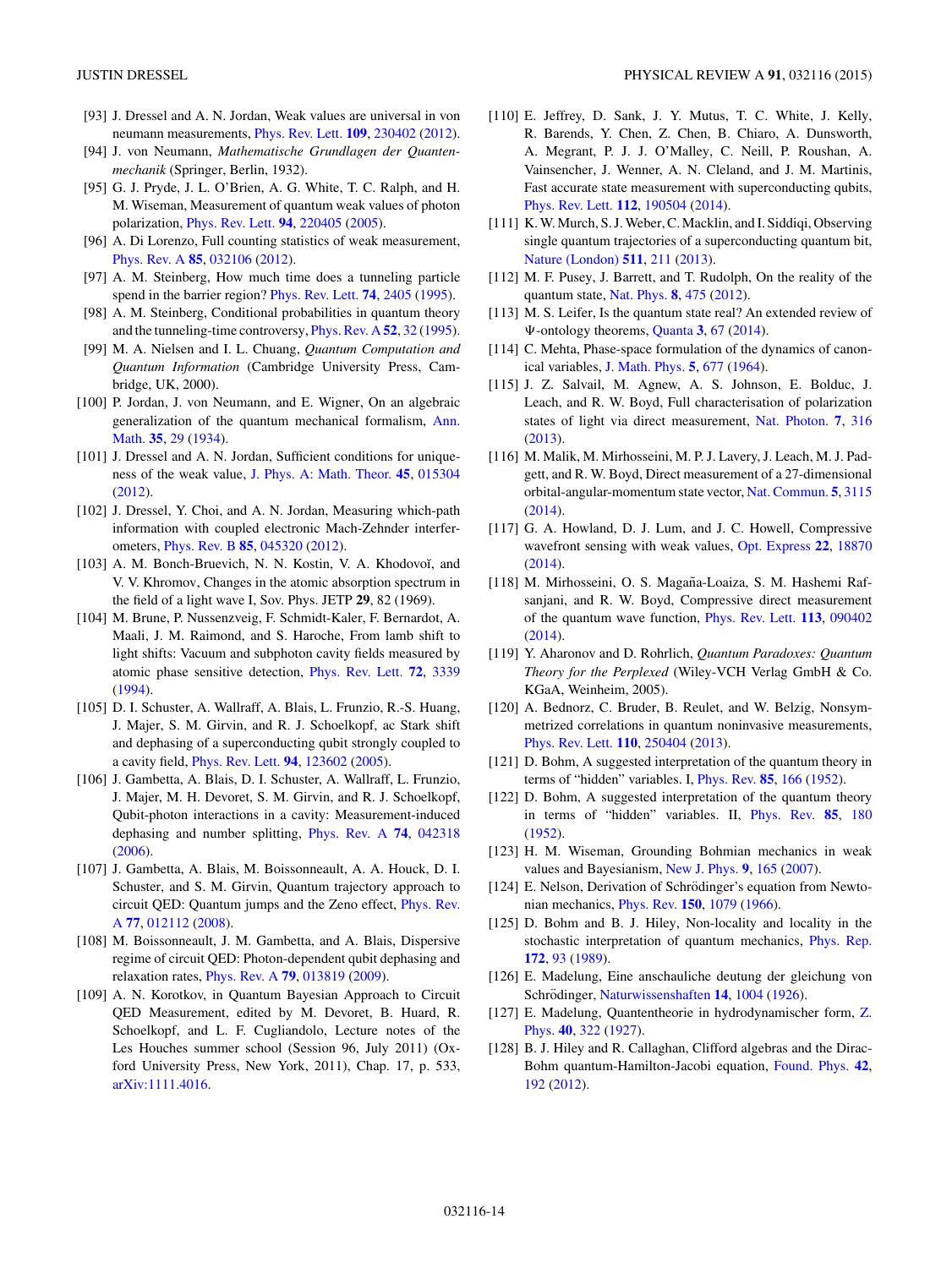[93] J. Dressel and A. N. Jordan, Weak values are universal in von neumann measurements, Phys. Rev. Lett. **109**, 230402 (2012).

[94] J. von Neumann, *Mathematische Grundlagen der Quantenmechanik* (Springer, Berlin, 1932).

[95] G. J. Pryde, J. L. O'Brien, A. G. White, T. C. Ralph, and H. M. Wiseman, Measurement of quantum weak values of photon polarization, Phys. Rev. Lett. **94**, 220405 (2005).

[96] A. Di Lorenzo, Full counting statistics of weak measurement, Phys. Rev. A **85**, 032106 (2012).

[97] A. M. Steinberg, How much time does a tunneling particle spend in the barrier region? Phys. Rev. Lett. **74**, 2405 (1995).

[98] A. M. Steinberg, Conditional probabilities in quantum theory and the tunneling-time controversy, Phys. Rev. A **52**, 32 (1995).

[99] M. A. Nielsen and I. L. Chuang, *Quantum Computation and Quantum Information* (Cambridge University Press, Cambridge, UK, 2000).

[100] P. Jordan, J. von Neumann, and E. Wigner, On an algebraic generalization of the quantum mechanical formalism, Ann. Math. **35**, 29 (1934).

[101] J. Dressel and A. N. Jordan, Sufficient conditions for uniqueness of the weak value, J. Phys. A: Math. Theor. **45**, 015304 (2012).

[102] J. Dressel, Y. Choi, and A. N. Jordan, Measuring which-path information with coupled electronic Mach-Zehnder interferometers, Phys. Rev. B **85**, 045320 (2012).

[103] A. M. Bonch-Bruevich, N. N. Kostin, V. A. Khodovoĭ, and V. V. Khromov, Changes in the atomic absorption spectrum in the field of a light wave I, Sov. Phys. JETP **29**, 82 (1969).

[104] M. Brune, P. Nussenzveig, F. Schmidt-Kaler, F. Bernardot, A. Maali, J. M. Raimond, and S. Haroche, From lamb shift to light shifts: Vacuum and subphoton cavity fields measured by atomic phase sensitive detection, Phys. Rev. Lett. **72**, 3339 (1994).

[105] D. I. Schuster, A. Wallraff, A. Blais, L. Frunzio, R.-S. Huang, J. Majer, S. M. Girvin, and R. J. Schoelkopf, ac Stark shift and dephasing of a superconducting qubit strongly coupled to a cavity field, Phys. Rev. Lett. **94**, 123602 (2005).

[106] J. Gambetta, A. Blais, D. I. Schuster, A. Wallraff, L. Frunzio, J. Majer, M. H. Devoret, S. M. Girvin, and R. J. Schoelkopf, Qubit-photon interactions in a cavity: Measurement-induced dephasing and number splitting, Phys. Rev. A **74**, 042318 (2006).

[107] J. Gambetta, A. Blais, M. Boissonneault, A. A. Houck, D. I. Schuster, and S. M. Girvin, Quantum trajectory approach to circuit QED: Quantum jumps and the Zeno effect, Phys. Rev. A **77**, 012112 (2008).

[108] M. Boissonneault, J. M. Gambetta, and A. Blais, Dispersive regime of circuit QED: Photon-dependent qubit dephasing and relaxation rates, Phys. Rev. A **79**, 013819 (2009).

[109] A. N. Korotkov, in Quantum Bayesian Approach to Circuit QED Measurement, edited by M. Devoret, B. Huard, R. Schoelkopf, and L. F. Cugliandolo, Lecture notes of the Les Houches summer school (Session 96, July 2011) (Oxford University Press, New York, 2011), Chap. 17, p. 533, arXiv:1111.4016.

[110] E. Jeffrey, D. Sank, J. Y. Mutus, T. C. White, J. Kelly, R. Barends, Y. Chen, Z. Chen, B. Chiaro, A. Dunsworth, A. Megrant, P. J. J. O'Malley, C. Neill, P. Roushan, A. Vainsencher, J. Wenner, A. N. Cleland, and J. M. Martinis, Fast accurate state measurement with superconducting qubits, Phys. Rev. Lett. **112**, 190504 (2014).

[111] K. W. Murch, S. J. Weber, C. Macklin, and I. Siddiqi, Observing single quantum trajectories of a superconducting quantum bit, Nature (London) **511**, 211 (2013).

[112] M. F. Pusey, J. Barrett, and T. Rudolph, On the reality of the quantum state, Nat. Phys. **8**, 475 (2012).

[113] M. S. Leifer, Is the quantum state real? An extended review of Ψ-ontology theorems, Quanta **3**, 67 (2014).

[114] C. Mehta, Phase-space formulation of the dynamics of canonical variables, J. Math. Phys. **5**, 677 (1964).

[115] J. Z. Salvail, M. Agnew, A. S. Johnson, E. Bolduc, J. Leach, and R. W. Boyd, Full characterisation of polarization states of light via direct measurement, Nat. Photon. **7**, 316 (2013).

[116] M. Malik, M. Mirhosseini, M. P. J. Lavery, J. Leach, M. J. Padgett, and R. W. Boyd, Direct measurement of a 27-dimensional orbital-angular-momentum state vector, Nat. Commun. **5**, 3115 (2014).

[117] G. A. Howland, D. J. Lum, and J. C. Howell, Compressive wavefront sensing with weak values, Opt. Express **22**, 18870 (2014).

[118] M. Mirhosseini, O. S. Magaña-Loaiza, S. M. Hashemi Rafsanjani, and R. W. Boyd, Compressive direct measurement of the quantum wave function, Phys. Rev. Lett. **113**, 090402 (2014).

[119] Y. Aharonov and D. Rohrlich, *Quantum Paradoxes: Quantum Theory for the Perplexed* (Wiley-VCH Verlag GmbH & Co. KGaA, Weinheim, 2005).

[120] A. Bednorz, C. Bruder, B. Reulet, and W. Belzig, Nonsymmetrized correlations in quantum noninvasive measurements, Phys. Rev. Lett. **110**, 250404 (2013).

[121] D. Bohm, A suggested interpretation of the quantum theory in terms of "hidden" variables. I, Phys. Rev. **85**, 166 (1952).

[122] D. Bohm, A suggested interpretation of the quantum theory in terms of "hidden" variables. II, Phys. Rev. **85**, 180 (1952).

[123] H. M. Wiseman, Grounding Bohmian mechanics in weak values and Bayesianism, New J. Phys. **9**, 165 (2007).

[124] E. Nelson, Derivation of Schrödinger's equation from Newtonian mechanics, Phys. Rev. **150**, 1079 (1966).

[125] D. Bohm and B. J. Hiley, Non-locality and locality in the stochastic interpretation of quantum mechanics, Phys. Rep. **172**, 93 (1989).

[126] E. Madelung, Eine anschauliche deutung der gleichung von Schrödinger, Naturwissenshaften **14**, 1004 (1926).

[127] E. Madelung, Quantentheorie in hydrodynamischer form, Z. Phys. **40**, 322 (1927).

[128] B. J. Hiley and R. Callaghan, Clifford algebras and the Dirac-Bohm quantum-Hamilton-Jacobi equation, Found. Phys. **42**, 192 (2012).